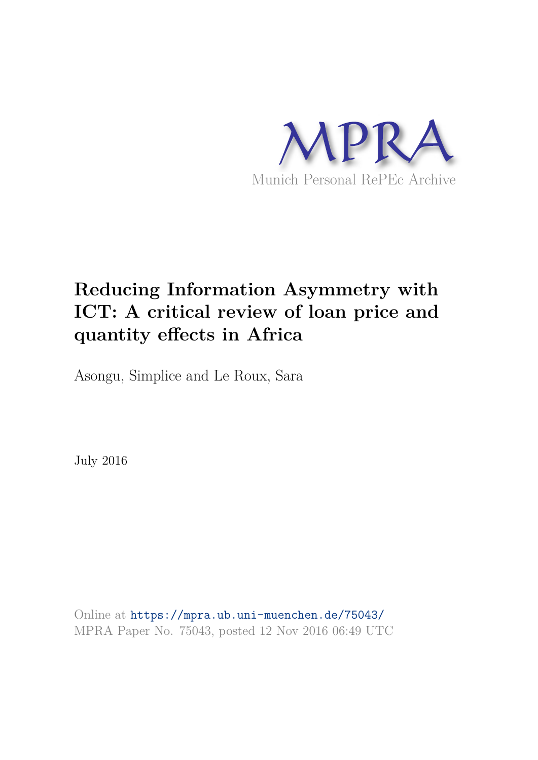MPRA

Munich Personal RePEc Archive

# Reducing Information Asymmetry with ICT: A critical review of loan price and quantity effects in Africa

Asongu, Simplice and Le Roux, Sara

July 2016

Online at https://mpra.ub.uni-muenchen.de/75043/
MPRA Paper No. 75043, posted 12 Nov 2016 06:49 UTC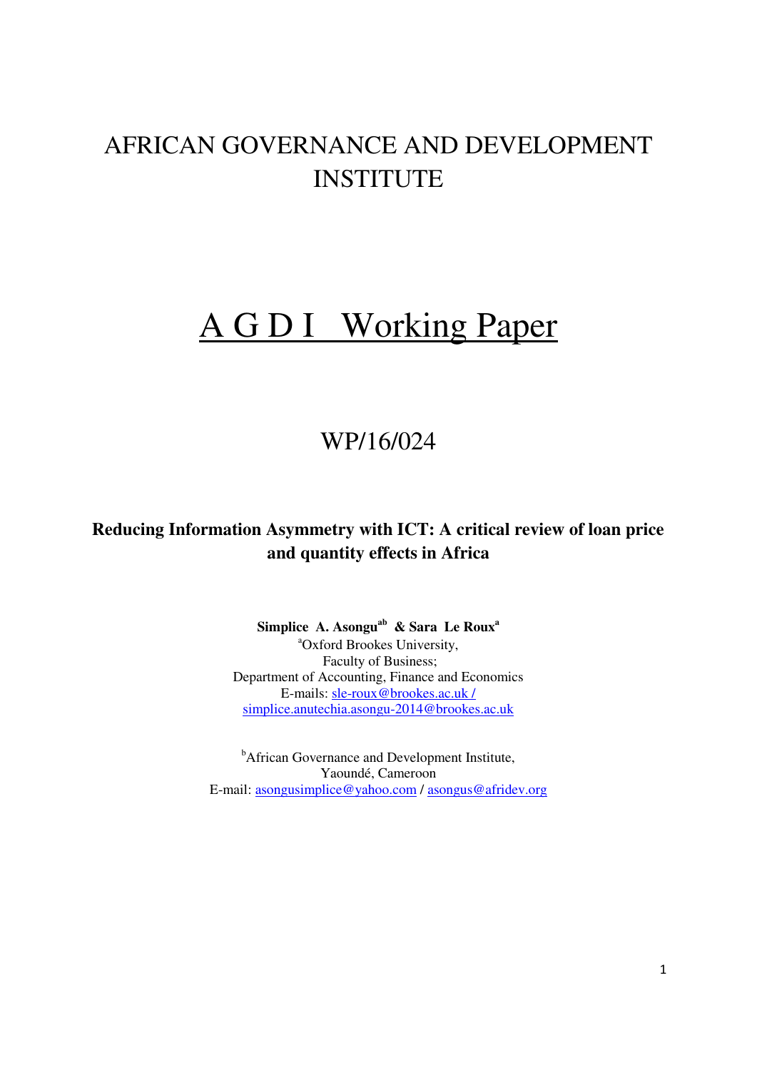# AFRICAN GOVERNANCE AND DEVELOPMENT INSTITUTE

# A G D I Working Paper

## WP/16/024

**Reducing Information Asymmetry with ICT: A critical review of loan price and quantity effects in Africa**

**Simplice A. Asongu**[ab] **& Sara Le Roux**[a]
[a]Oxford Brookes University,
Faculty of Business;
Department of Accounting, Finance and Economics
E-mails: sle-roux@brookes.ac.uk / simplice.anutechia.asongu-2014@brookes.ac.uk

[b]African Governance and Development Institute,
Yaoundé, Cameroon
E-mail: asongusimplice@yahoo.com / asongus@afridev.org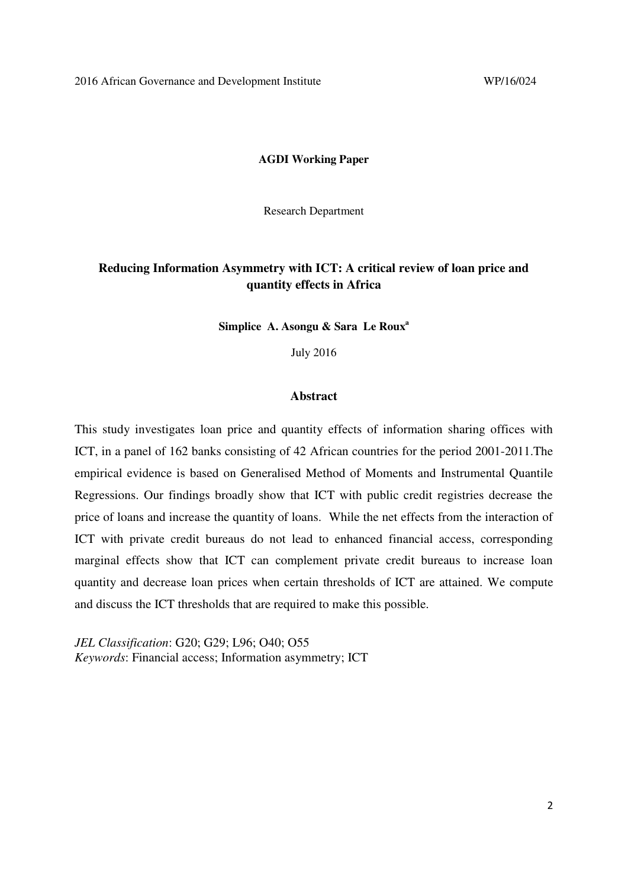2016 African Governance and Development Institute WP/16/024

**AGDI Working Paper**

Research Department

## Reducing Information Asymmetry with ICT: A critical review of loan price and quantity effects in Africa

**Simplice A. Asongu & Sara Le Roux[a]**

July 2016

### Abstract

This study investigates loan price and quantity effects of information sharing offices with ICT, in a panel of 162 banks consisting of 42 African countries for the period 2001-2011.The empirical evidence is based on Generalised Method of Moments and Instrumental Quantile Regressions. Our findings broadly show that ICT with public credit registries decrease the price of loans and increase the quantity of loans. While the net effects from the interaction of ICT with private credit bureaus do not lead to enhanced financial access, corresponding marginal effects show that ICT can complement private credit bureaus to increase loan quantity and decrease loan prices when certain thresholds of ICT are attained. We compute and discuss the ICT thresholds that are required to make this possible.

*JEL Classification*: G20; G29; L96; O40; O55
*Keywords*: Financial access; Information asymmetry; ICT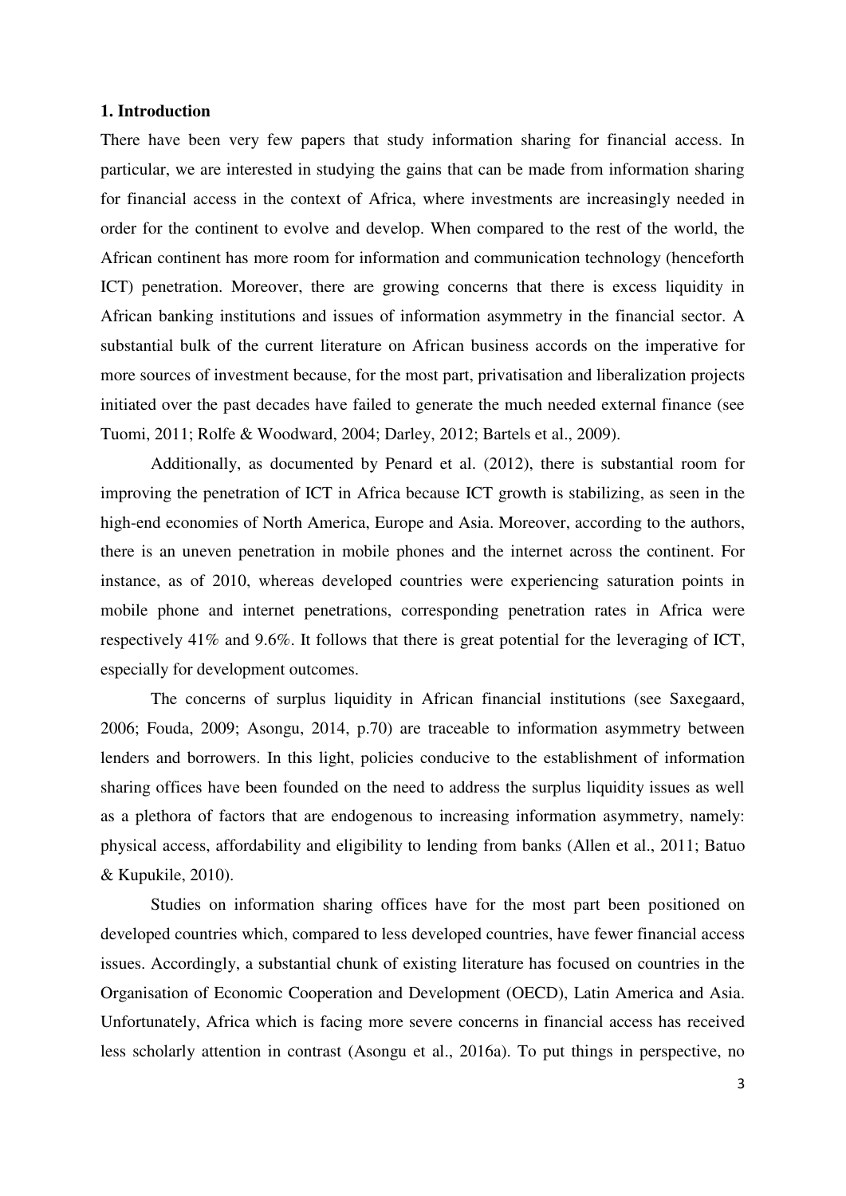### 1. Introduction

There have been very few papers that study information sharing for financial access. In particular, we are interested in studying the gains that can be made from information sharing for financial access in the context of Africa, where investments are increasingly needed in order for the continent to evolve and develop. When compared to the rest of the world, the African continent has more room for information and communication technology (henceforth ICT) penetration. Moreover, there are growing concerns that there is excess liquidity in African banking institutions and issues of information asymmetry in the financial sector. A substantial bulk of the current literature on African business accords on the imperative for more sources of investment because, for the most part, privatisation and liberalization projects initiated over the past decades have failed to generate the much needed external finance (see Tuomi, 2011; Rolfe & Woodward, 2004; Darley, 2012; Bartels et al., 2009).

Additionally, as documented by Penard et al. (2012), there is substantial room for improving the penetration of ICT in Africa because ICT growth is stabilizing, as seen in the high-end economies of North America, Europe and Asia. Moreover, according to the authors, there is an uneven penetration in mobile phones and the internet across the continent. For instance, as of 2010, whereas developed countries were experiencing saturation points in mobile phone and internet penetrations, corresponding penetration rates in Africa were respectively 41% and 9.6%. It follows that there is great potential for the leveraging of ICT, especially for development outcomes.

The concerns of surplus liquidity in African financial institutions (see Saxegaard, 2006; Fouda, 2009; Asongu, 2014, p.70) are traceable to information asymmetry between lenders and borrowers. In this light, policies conducive to the establishment of information sharing offices have been founded on the need to address the surplus liquidity issues as well as a plethora of factors that are endogenous to increasing information asymmetry, namely: physical access, affordability and eligibility to lending from banks (Allen et al., 2011; Batuo & Kupukile, 2010).

Studies on information sharing offices have for the most part been positioned on developed countries which, compared to less developed countries, have fewer financial access issues. Accordingly, a substantial chunk of existing literature has focused on countries in the Organisation of Economic Cooperation and Development (OECD), Latin America and Asia. Unfortunately, Africa which is facing more severe concerns in financial access has received less scholarly attention in contrast (Asongu et al., 2016a). To put things in perspective, no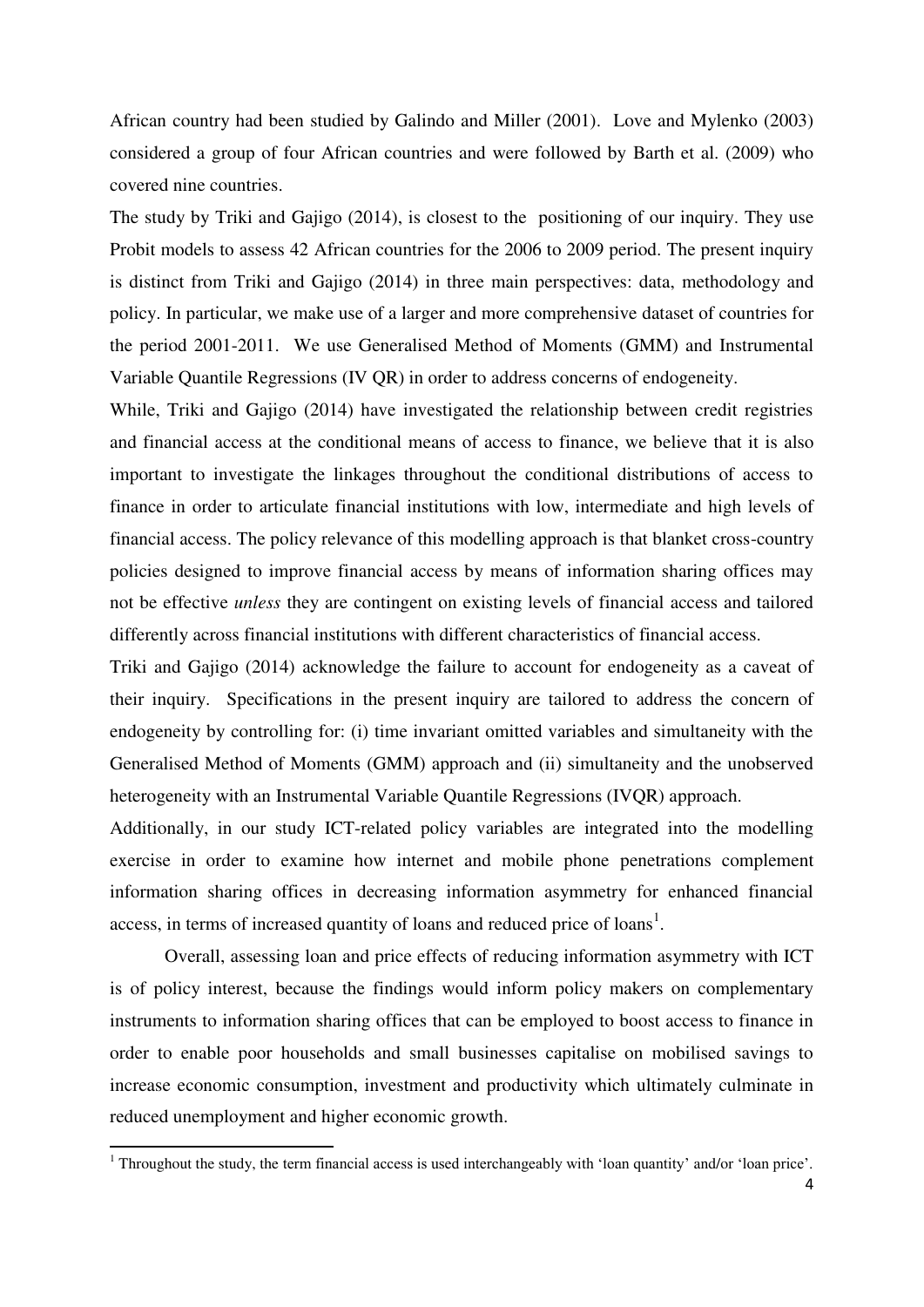African country had been studied by Galindo and Miller (2001). Love and Mylenko (2003) considered a group of four African countries and were followed by Barth et al. (2009) who covered nine countries.

The study by Triki and Gajigo (2014), is closest to the positioning of our inquiry. They use Probit models to assess 42 African countries for the 2006 to 2009 period. The present inquiry is distinct from Triki and Gajigo (2014) in three main perspectives: data, methodology and policy. In particular, we make use of a larger and more comprehensive dataset of countries for the period 2001-2011. We use Generalised Method of Moments (GMM) and Instrumental Variable Quantile Regressions (IV QR) in order to address concerns of endogeneity.

While, Triki and Gajigo (2014) have investigated the relationship between credit registries and financial access at the conditional means of access to finance, we believe that it is also important to investigate the linkages throughout the conditional distributions of access to finance in order to articulate financial institutions with low, intermediate and high levels of financial access. The policy relevance of this modelling approach is that blanket cross-country policies designed to improve financial access by means of information sharing offices may not be effective *unless* they are contingent on existing levels of financial access and tailored differently across financial institutions with different characteristics of financial access.

Triki and Gajigo (2014) acknowledge the failure to account for endogeneity as a caveat of their inquiry. Specifications in the present inquiry are tailored to address the concern of endogeneity by controlling for: (i) time invariant omitted variables and simultaneity with the Generalised Method of Moments (GMM) approach and (ii) simultaneity and the unobserved heterogeneity with an Instrumental Variable Quantile Regressions (IVQR) approach.

Additionally, in our study ICT-related policy variables are integrated into the modelling exercise in order to examine how internet and mobile phone penetrations complement information sharing offices in decreasing information asymmetry for enhanced financial access, in terms of increased quantity of loans and reduced price of loans[1].

Overall, assessing loan and price effects of reducing information asymmetry with ICT is of policy interest, because the findings would inform policy makers on complementary instruments to information sharing offices that can be employed to boost access to finance in order to enable poor households and small businesses capitalise on mobilised savings to increase economic consumption, investment and productivity which ultimately culminate in reduced unemployment and higher economic growth.

[1] Throughout the study, the term financial access is used interchangeably with 'loan quantity' and/or 'loan price'.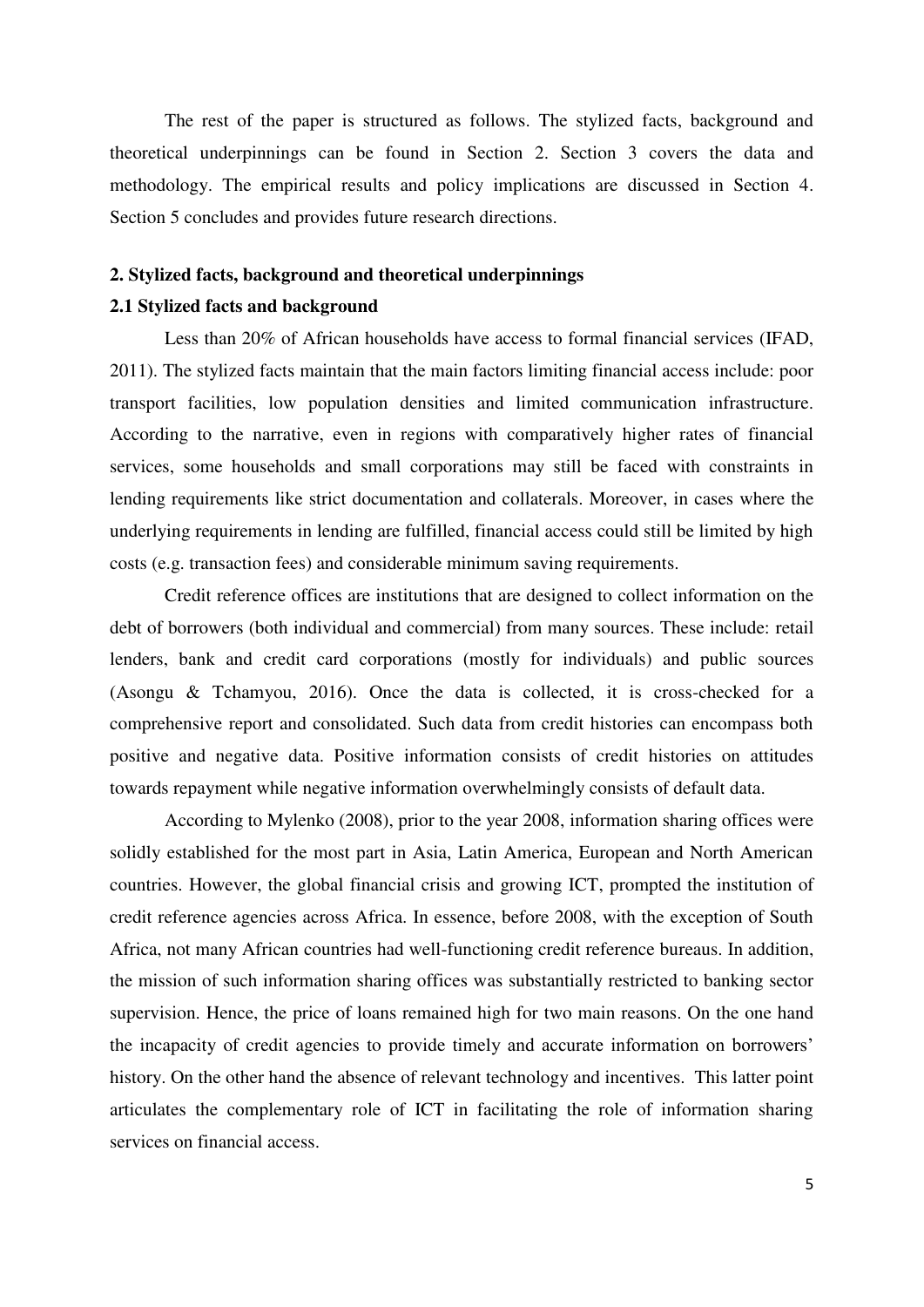The rest of the paper is structured as follows. The stylized facts, background and theoretical underpinnings can be found in Section 2. Section 3 covers the data and methodology. The empirical results and policy implications are discussed in Section 4. Section 5 concludes and provides future research directions.

## 2. Stylized facts, background and theoretical underpinnings

### 2.1 Stylized facts and background

Less than 20% of African households have access to formal financial services (IFAD, 2011). The stylized facts maintain that the main factors limiting financial access include: poor transport facilities, low population densities and limited communication infrastructure. According to the narrative, even in regions with comparatively higher rates of financial services, some households and small corporations may still be faced with constraints in lending requirements like strict documentation and collaterals. Moreover, in cases where the underlying requirements in lending are fulfilled, financial access could still be limited by high costs (e.g. transaction fees) and considerable minimum saving requirements.

Credit reference offices are institutions that are designed to collect information on the debt of borrowers (both individual and commercial) from many sources. These include: retail lenders, bank and credit card corporations (mostly for individuals) and public sources (Asongu & Tchamyou, 2016). Once the data is collected, it is cross-checked for a comprehensive report and consolidated. Such data from credit histories can encompass both positive and negative data. Positive information consists of credit histories on attitudes towards repayment while negative information overwhelmingly consists of default data.

According to Mylenko (2008), prior to the year 2008, information sharing offices were solidly established for the most part in Asia, Latin America, European and North American countries. However, the global financial crisis and growing ICT, prompted the institution of credit reference agencies across Africa. In essence, before 2008, with the exception of South Africa, not many African countries had well-functioning credit reference bureaus. In addition, the mission of such information sharing offices was substantially restricted to banking sector supervision. Hence, the price of loans remained high for two main reasons. On the one hand the incapacity of credit agencies to provide timely and accurate information on borrowers' history. On the other hand the absence of relevant technology and incentives. This latter point articulates the complementary role of ICT in facilitating the role of information sharing services on financial access.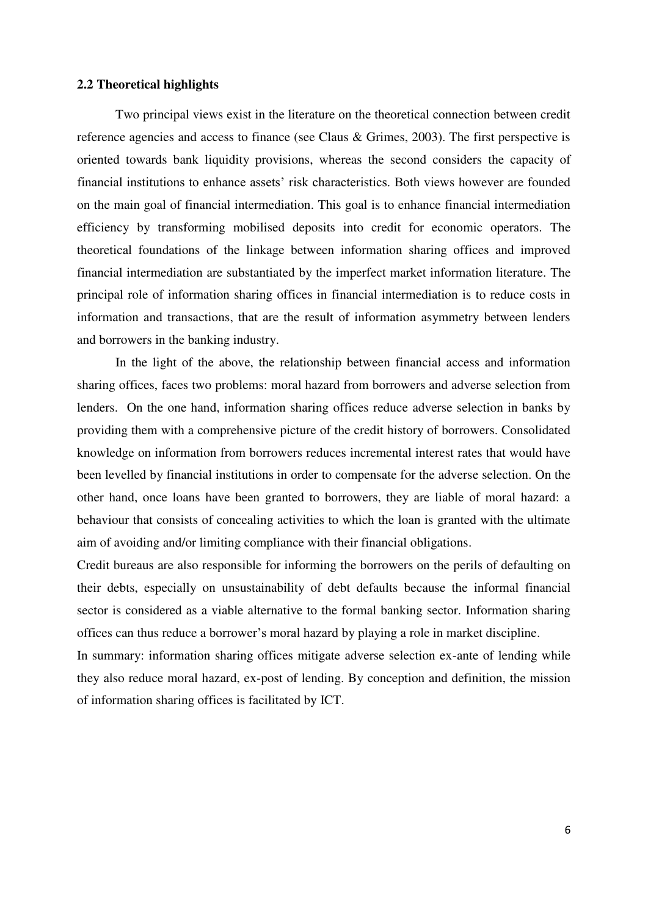### 2.2 Theoretical highlights

Two principal views exist in the literature on the theoretical connection between credit reference agencies and access to finance (see Claus & Grimes, 2003). The first perspective is oriented towards bank liquidity provisions, whereas the second considers the capacity of financial institutions to enhance assets' risk characteristics. Both views however are founded on the main goal of financial intermediation. This goal is to enhance financial intermediation efficiency by transforming mobilised deposits into credit for economic operators. The theoretical foundations of the linkage between information sharing offices and improved financial intermediation are substantiated by the imperfect market information literature. The principal role of information sharing offices in financial intermediation is to reduce costs in information and transactions, that are the result of information asymmetry between lenders and borrowers in the banking industry.

In the light of the above, the relationship between financial access and information sharing offices, faces two problems: moral hazard from borrowers and adverse selection from lenders. On the one hand, information sharing offices reduce adverse selection in banks by providing them with a comprehensive picture of the credit history of borrowers. Consolidated knowledge on information from borrowers reduces incremental interest rates that would have been levelled by financial institutions in order to compensate for the adverse selection. On the other hand, once loans have been granted to borrowers, they are liable of moral hazard: a behaviour that consists of concealing activities to which the loan is granted with the ultimate aim of avoiding and/or limiting compliance with their financial obligations.

Credit bureaus are also responsible for informing the borrowers on the perils of defaulting on their debts, especially on unsustainability of debt defaults because the informal financial sector is considered as a viable alternative to the formal banking sector. Information sharing offices can thus reduce a borrower's moral hazard by playing a role in market discipline.

In summary: information sharing offices mitigate adverse selection ex-ante of lending while they also reduce moral hazard, ex-post of lending. By conception and definition, the mission of information sharing offices is facilitated by ICT.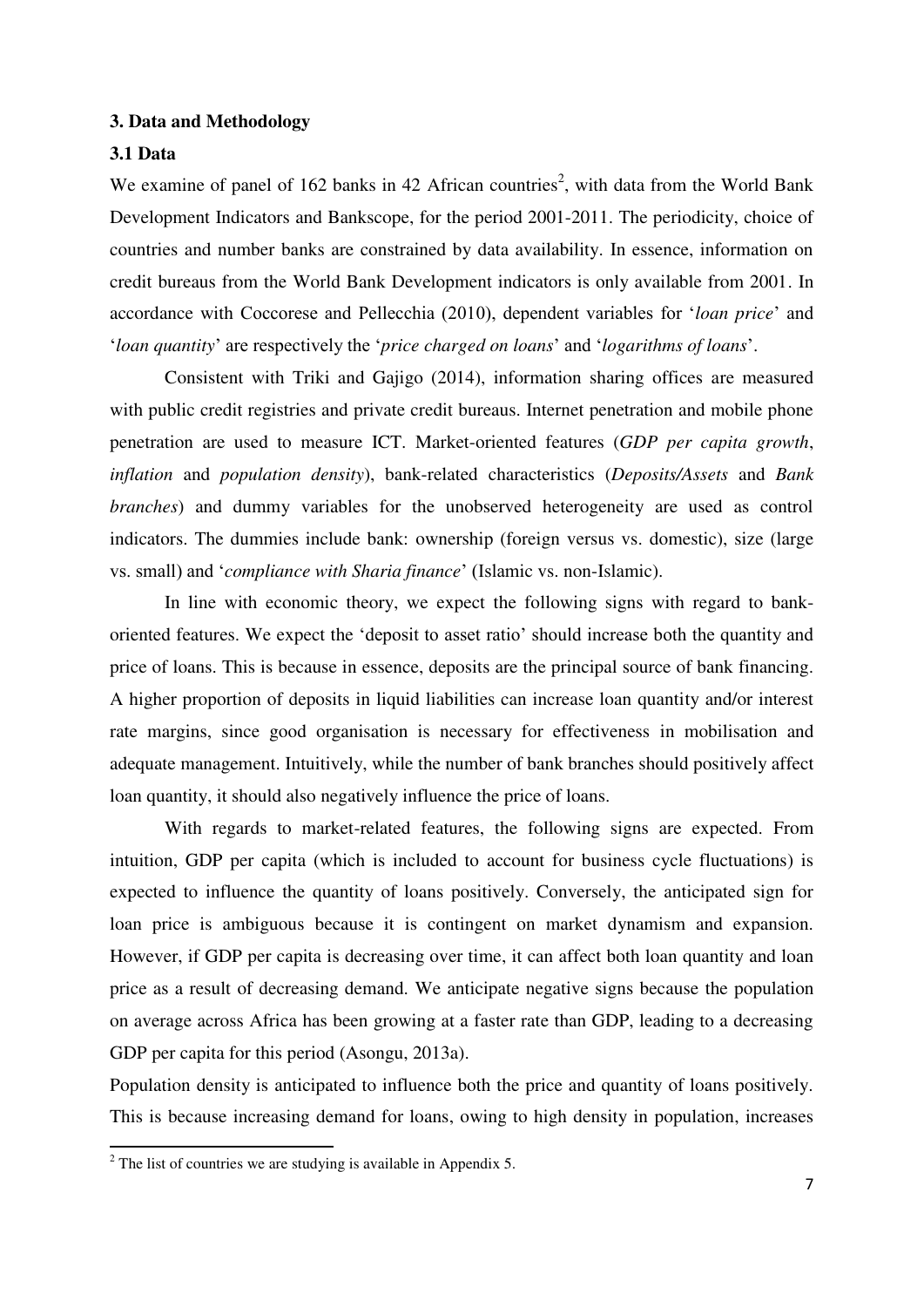## 3. Data and Methodology

### 3.1 Data

We examine of panel of 162 banks in 42 African countries[2], with data from the World Bank Development Indicators and Bankscope, for the period 2001-2011. The periodicity, choice of countries and number banks are constrained by data availability. In essence, information on credit bureaus from the World Bank Development indicators is only available from 2001. In accordance with Coccorese and Pellecchia (2010), dependent variables for '*loan price*' and '*loan quantity*' are respectively the '*price charged on loans*' and '*logarithms of loans*'.

Consistent with Triki and Gajigo (2014), information sharing offices are measured with public credit registries and private credit bureaus. Internet penetration and mobile phone penetration are used to measure ICT. Market-oriented features (*GDP per capita growth*, *inflation* and *population density*), bank-related characteristics (*Deposits/Assets* and *Bank branches*) and dummy variables for the unobserved heterogeneity are used as control indicators. The dummies include bank: ownership (foreign versus vs. domestic), size (large vs. small) and '*compliance with Sharia finance*' (Islamic vs. non-Islamic).

In line with economic theory, we expect the following signs with regard to bank-oriented features. We expect the 'deposit to asset ratio' should increase both the quantity and price of loans. This is because in essence, deposits are the principal source of bank financing. A higher proportion of deposits in liquid liabilities can increase loan quantity and/or interest rate margins, since good organisation is necessary for effectiveness in mobilisation and adequate management. Intuitively, while the number of bank branches should positively affect loan quantity, it should also negatively influence the price of loans.

With regards to market-related features, the following signs are expected. From intuition, GDP per capita (which is included to account for business cycle fluctuations) is expected to influence the quantity of loans positively. Conversely, the anticipated sign for loan price is ambiguous because it is contingent on market dynamism and expansion. However, if GDP per capita is decreasing over time, it can affect both loan quantity and loan price as a result of decreasing demand. We anticipate negative signs because the population on average across Africa has been growing at a faster rate than GDP, leading to a decreasing GDP per capita for this period (Asongu, 2013a).

Population density is anticipated to influence both the price and quantity of loans positively. This is because increasing demand for loans, owing to high density in population, increases

[2] The list of countries we are studying is available in Appendix 5.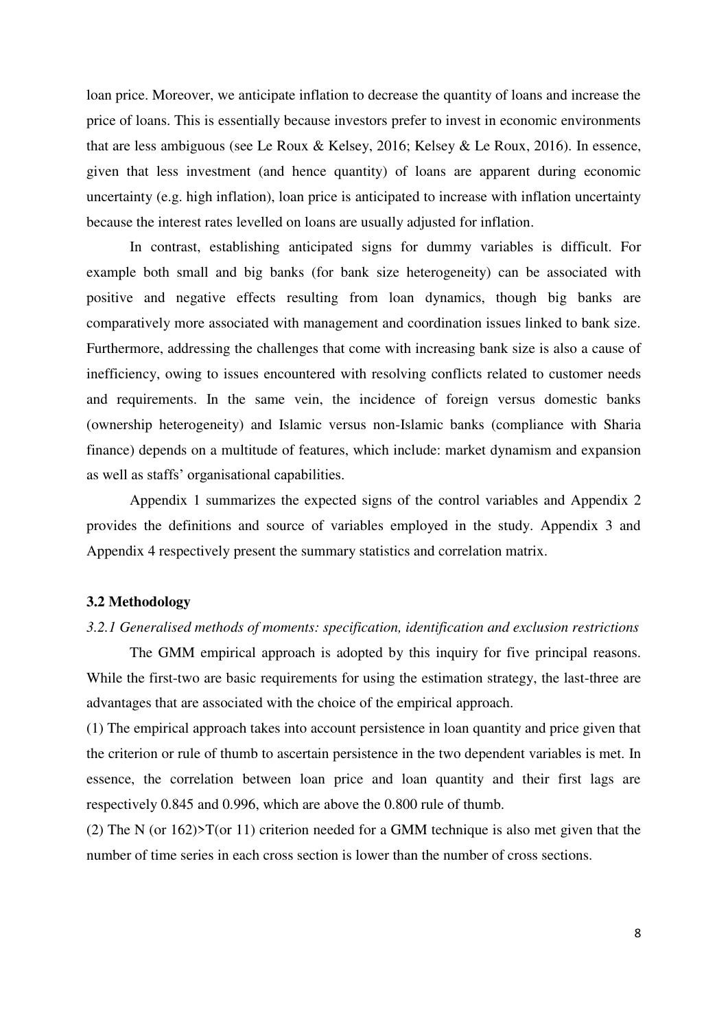loan price. Moreover, we anticipate inflation to decrease the quantity of loans and increase the price of loans. This is essentially because investors prefer to invest in economic environments that are less ambiguous (see Le Roux & Kelsey, 2016; Kelsey & Le Roux, 2016). In essence, given that less investment (and hence quantity) of loans are apparent during economic uncertainty (e.g. high inflation), loan price is anticipated to increase with inflation uncertainty because the interest rates levelled on loans are usually adjusted for inflation.

In contrast, establishing anticipated signs for dummy variables is difficult. For example both small and big banks (for bank size heterogeneity) can be associated with positive and negative effects resulting from loan dynamics, though big banks are comparatively more associated with management and coordination issues linked to bank size. Furthermore, addressing the challenges that come with increasing bank size is also a cause of inefficiency, owing to issues encountered with resolving conflicts related to customer needs and requirements. In the same vein, the incidence of foreign versus domestic banks (ownership heterogeneity) and Islamic versus non-Islamic banks (compliance with Sharia finance) depends on a multitude of features, which include: market dynamism and expansion as well as staffs' organisational capabilities.

Appendix 1 summarizes the expected signs of the control variables and Appendix 2 provides the definitions and source of variables employed in the study. Appendix 3 and Appendix 4 respectively present the summary statistics and correlation matrix.

### 3.2 Methodology

*3.2.1 Generalised methods of moments: specification, identification and exclusion restrictions*

The GMM empirical approach is adopted by this inquiry for five principal reasons. While the first-two are basic requirements for using the estimation strategy, the last-three are advantages that are associated with the choice of the empirical approach.

(1) The empirical approach takes into account persistence in loan quantity and price given that the criterion or rule of thumb to ascertain persistence in the two dependent variables is met. In essence, the correlation between loan price and loan quantity and their first lags are respectively 0.845 and 0.996, which are above the 0.800 rule of thumb.

(2) The N (or 162)>T(or 11) criterion needed for a GMM technique is also met given that the number of time series in each cross section is lower than the number of cross sections.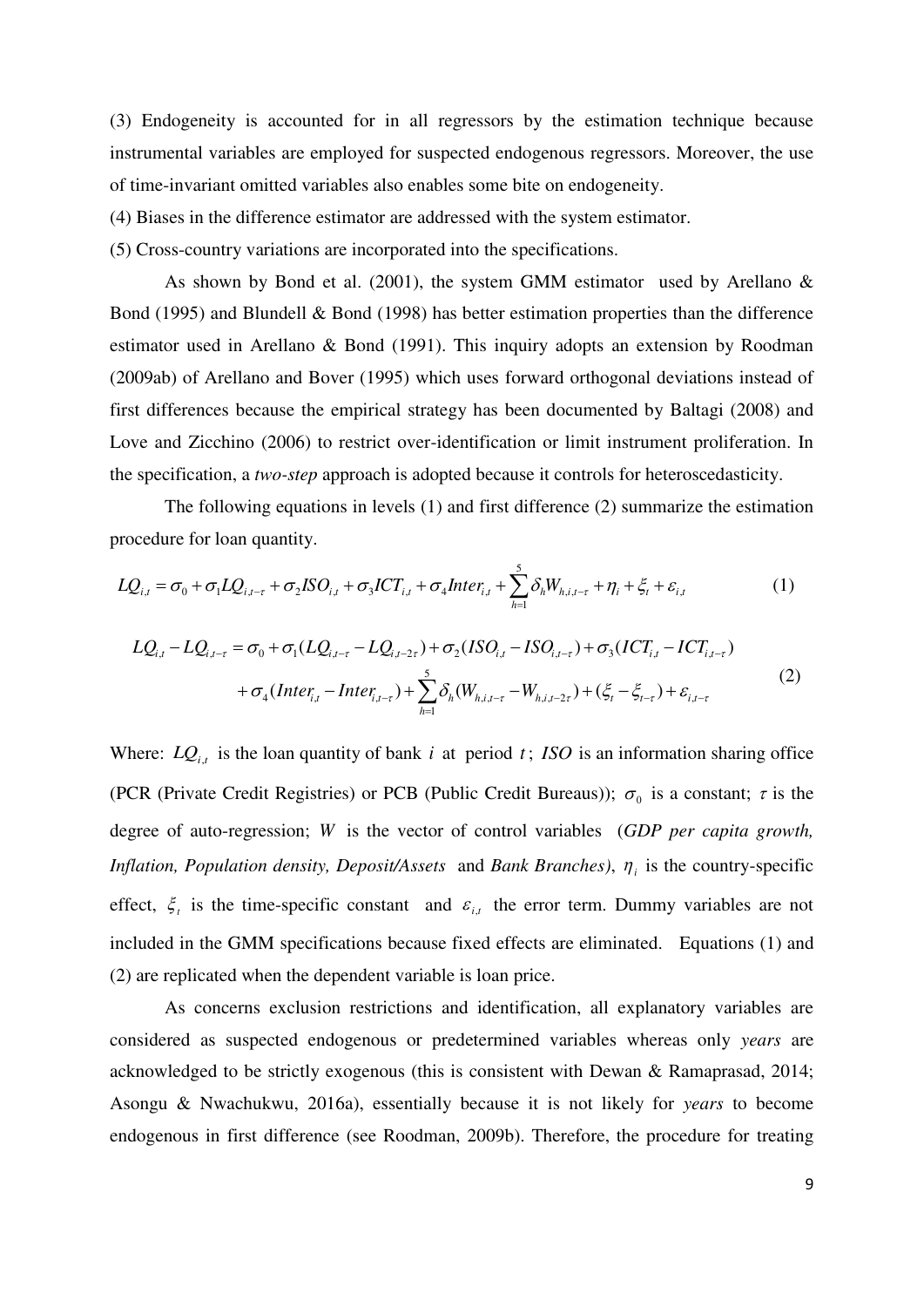(3) Endogeneity is accounted for in all regressors by the estimation technique because instrumental variables are employed for suspected endogenous regressors. Moreover, the use of time-invariant omitted variables also enables some bite on endogeneity.

(4) Biases in the difference estimator are addressed with the system estimator.

(5) Cross-country variations are incorporated into the specifications.

As shown by Bond et al. (2001), the system GMM estimator used by Arellano & Bond (1995) and Blundell & Bond (1998) has better estimation properties than the difference estimator used in Arellano & Bond (1991). This inquiry adopts an extension by Roodman (2009ab) of Arellano and Bover (1995) which uses forward orthogonal deviations instead of first differences because the empirical strategy has been documented by Baltagi (2008) and Love and Zicchino (2006) to restrict over-identification or limit instrument proliferation. In the specification, a *two-step* approach is adopted because it controls for heteroscedasticity.

The following equations in levels (1) and first difference (2) summarize the estimation procedure for loan quantity.

$$LQ_{i,t} = \sigma_0 + \sigma_1 LQ_{i,t-\tau} + \sigma_2 ISO_{i,t} + \sigma_3 ICT_{i,t} + \sigma_4 Inter_{i,t} + \sum_{h=1}^{5} \delta_h W_{h,i,t-\tau} + \eta_i + \xi_t + \varepsilon_{i,t} \quad (1)$$

$$\begin{aligned} LQ_{i,t} - LQ_{i,t-\tau} = {} & \sigma_0 + \sigma_1 (LQ_{i,t-\tau} - LQ_{i,t-2\tau}) + \sigma_2 (ISO_{i,t} - ISO_{i,t-\tau}) + \sigma_3 (ICT_{i,t} - ICT_{i,t-\tau}) \\ & + \sigma_4 (Inter_{i,t} - Inter_{i,t-\tau}) + \sum_{h=1}^{5} \delta_h (W_{h,i,t-\tau} - W_{h,i,t-2\tau}) + (\xi_t - \xi_{t-\tau}) + \varepsilon_{i,t-\tau} \end{aligned} \quad (2)$$

Where: $LQ_{i,t}$ is the loan quantity of bank $i$ at period $t$; $ISO$ is an information sharing office (PCR (Private Credit Registries) or PCB (Public Credit Bureaus)); $\sigma_0$ is a constant; $\tau$ is the degree of auto-regression; $W$ is the vector of control variables (*GDP per capita growth, Inflation, Population density, Deposit/Assets* and *Bank Branches)*, $\eta_i$ is the country-specific effect, $\xi_t$ is the time-specific constant and $\varepsilon_{i,t}$ the error term. Dummy variables are not included in the GMM specifications because fixed effects are eliminated. Equations (1) and (2) are replicated when the dependent variable is loan price.

As concerns exclusion restrictions and identification, all explanatory variables are considered as suspected endogenous or predetermined variables whereas only *years* are acknowledged to be strictly exogenous (this is consistent with Dewan & Ramaprasad, 2014; Asongu & Nwachukwu, 2016a), essentially because it is not likely for *years* to become endogenous in first difference (see Roodman, 2009b). Therefore, the procedure for treating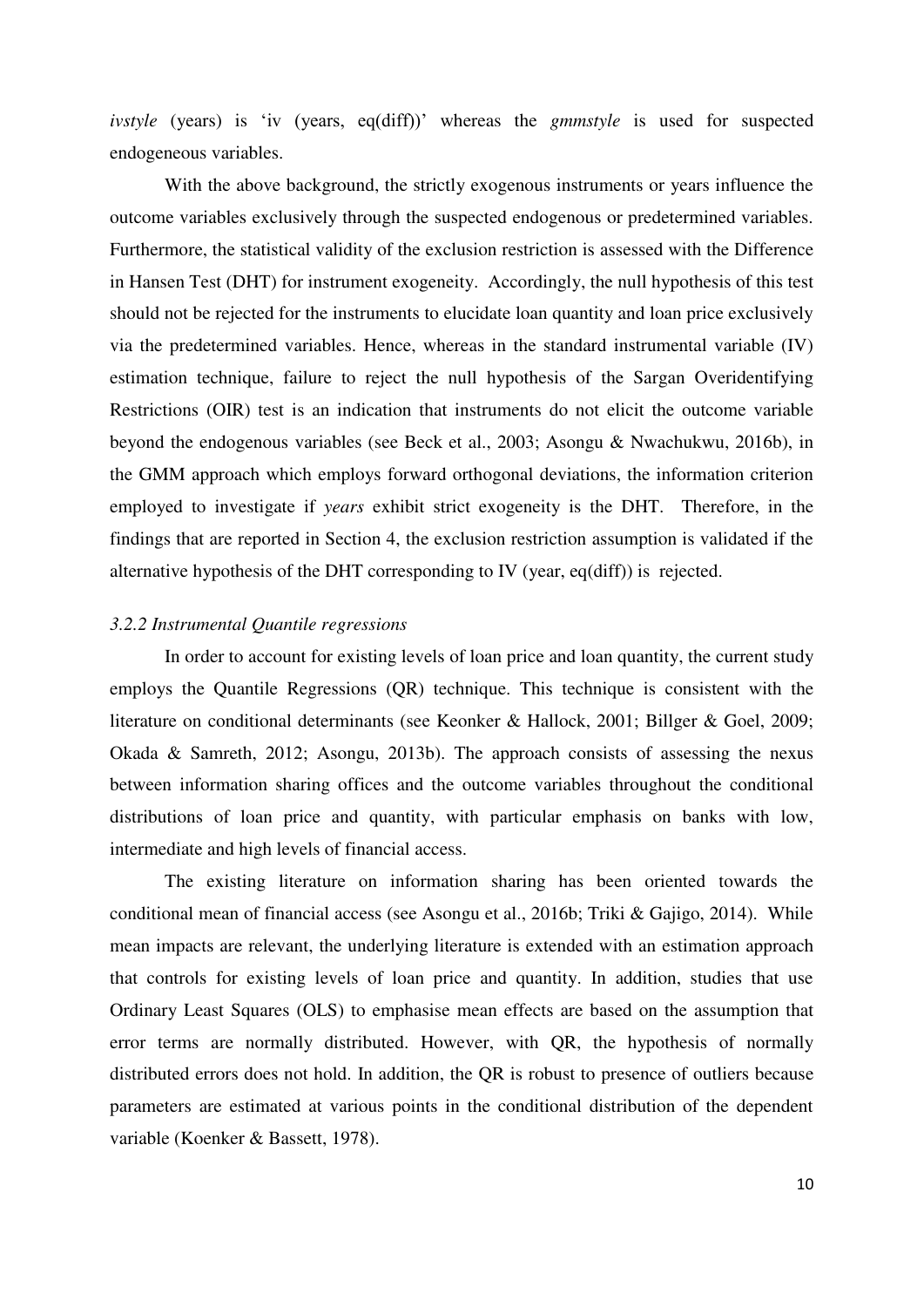*ivstyle* (years) is ‘iv (years, eq(diff))’ whereas the *gmmstyle* is used for suspected endogeneous variables.

With the above background, the strictly exogenous instruments or years influence the outcome variables exclusively through the suspected endogenous or predetermined variables. Furthermore, the statistical validity of the exclusion restriction is assessed with the Difference in Hansen Test (DHT) for instrument exogeneity. Accordingly, the null hypothesis of this test should not be rejected for the instruments to elucidate loan quantity and loan price exclusively via the predetermined variables. Hence, whereas in the standard instrumental variable (IV) estimation technique, failure to reject the null hypothesis of the Sargan Overidentifying Restrictions (OIR) test is an indication that instruments do not elicit the outcome variable beyond the endogenous variables (see Beck et al., 2003; Asongu & Nwachukwu, 2016b), in the GMM approach which employs forward orthogonal deviations, the information criterion employed to investigate if *years* exhibit strict exogeneity is the DHT. Therefore, in the findings that are reported in Section 4, the exclusion restriction assumption is validated if the alternative hypothesis of the DHT corresponding to IV (year, eq(diff)) is rejected.

### *3.2.2 Instrumental Quantile regressions*

In order to account for existing levels of loan price and loan quantity, the current study employs the Quantile Regressions (QR) technique. This technique is consistent with the literature on conditional determinants (see Keonker & Hallock, 2001; Billger & Goel, 2009; Okada & Samreth, 2012; Asongu, 2013b). The approach consists of assessing the nexus between information sharing offices and the outcome variables throughout the conditional distributions of loan price and quantity, with particular emphasis on banks with low, intermediate and high levels of financial access.

The existing literature on information sharing has been oriented towards the conditional mean of financial access (see Asongu et al., 2016b; Triki & Gajigo, 2014). While mean impacts are relevant, the underlying literature is extended with an estimation approach that controls for existing levels of loan price and quantity. In addition, studies that use Ordinary Least Squares (OLS) to emphasise mean effects are based on the assumption that error terms are normally distributed. However, with QR, the hypothesis of normally distributed errors does not hold. In addition, the QR is robust to presence of outliers because parameters are estimated at various points in the conditional distribution of the dependent variable (Koenker & Bassett, 1978).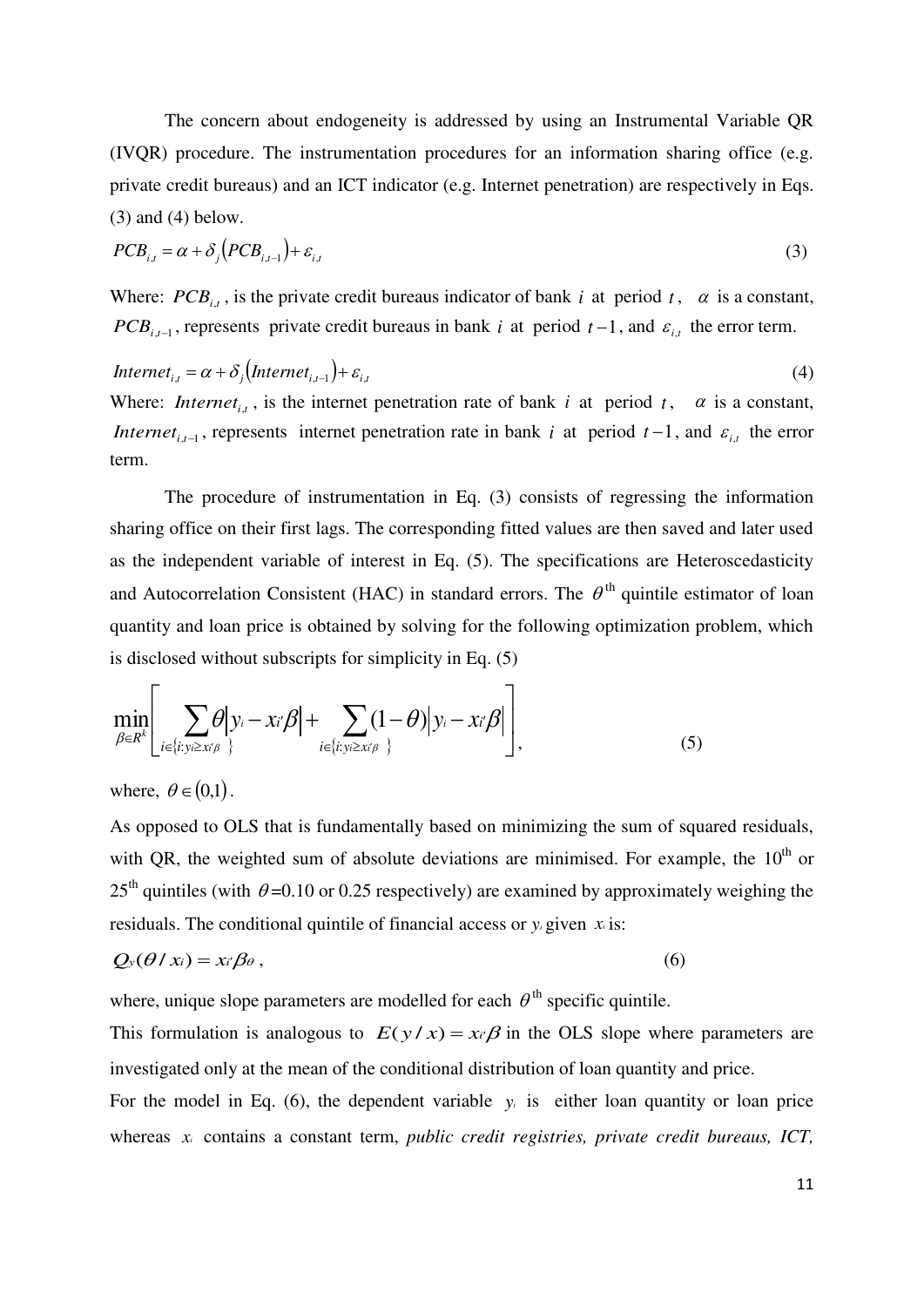The concern about endogeneity is addressed by using an Instrumental Variable QR (IVQR) procedure. The instrumentation procedures for an information sharing office (e.g. private credit bureaus) and an ICT indicator (e.g. Internet penetration) are respectively in Eqs. (3) and (4) below.

$$PCB_{i,t} = \alpha + \delta_j \left(PCB_{i,t-1}\right) + \varepsilon_{i,t} \tag{3}$$

Where: $PCB_{i,t}$, is the private credit bureaus indicator of bank $i$ at period $t$, $\alpha$ is a constant, $PCB_{i,t-1}$, represents private credit bureaus in bank $i$ at period $t-1$, and $\varepsilon_{i,t}$ the error term.

$$Internet_{i,t} = \alpha + \delta_j \left(Internet_{i,t-1}\right) + \varepsilon_{i,t} \tag{4}$$

Where: $Internet_{i,t}$, is the internet penetration rate of bank $i$ at period $t$, $\alpha$ is a constant, $Internet_{i,t-1}$, represents internet penetration rate in bank $i$ at period $t-1$, and $\varepsilon_{i,t}$ the error term.

The procedure of instrumentation in Eq. (3) consists of regressing the information sharing office on their first lags. The corresponding fitted values are then saved and later used as the independent variable of interest in Eq. (5). The specifications are Heteroscedasticity and Autocorrelation Consistent (HAC) in standard errors. The $\theta^{th}$ quintile estimator of loan quantity and loan price is obtained by solving for the following optimization problem, which is disclosed without subscripts for simplicity in Eq. (5)

$$\min_{\beta \in R^k} \left[ \sum_{i \in \{i: y_i \geq x_i'\beta\}} \theta \left| y_i - x_i'\beta \right| + \sum_{i \in \{i: y_i \geq x_i'\beta\}} (1-\theta) \left| y_i - x_i'\beta \right| \right], \tag{5}$$

where, $\theta \in (0,1)$.

As opposed to OLS that is fundamentally based on minimizing the sum of squared residuals, with QR, the weighted sum of absolute deviations are minimised. For example, the 10[th] or 25[th] quintiles (with $\theta$=0.10 or 0.25 respectively) are examined by approximately weighing the residuals. The conditional quintile of financial access or $y_i$ given $x_i$ is:

$$Q_y(\theta / x_i) = x_i'\beta_\theta , \tag{6}$$

where, unique slope parameters are modelled for each $\theta^{th}$ specific quintile.

This formulation is analogous to $E(y/x) = x_i'\beta$ in the OLS slope where parameters are investigated only at the mean of the conditional distribution of loan quantity and price.

For the model in Eq. (6), the dependent variable $y_i$ is either loan quantity or loan price whereas $x_i$ contains a constant term, *public credit registries, private credit bureaus, ICT,*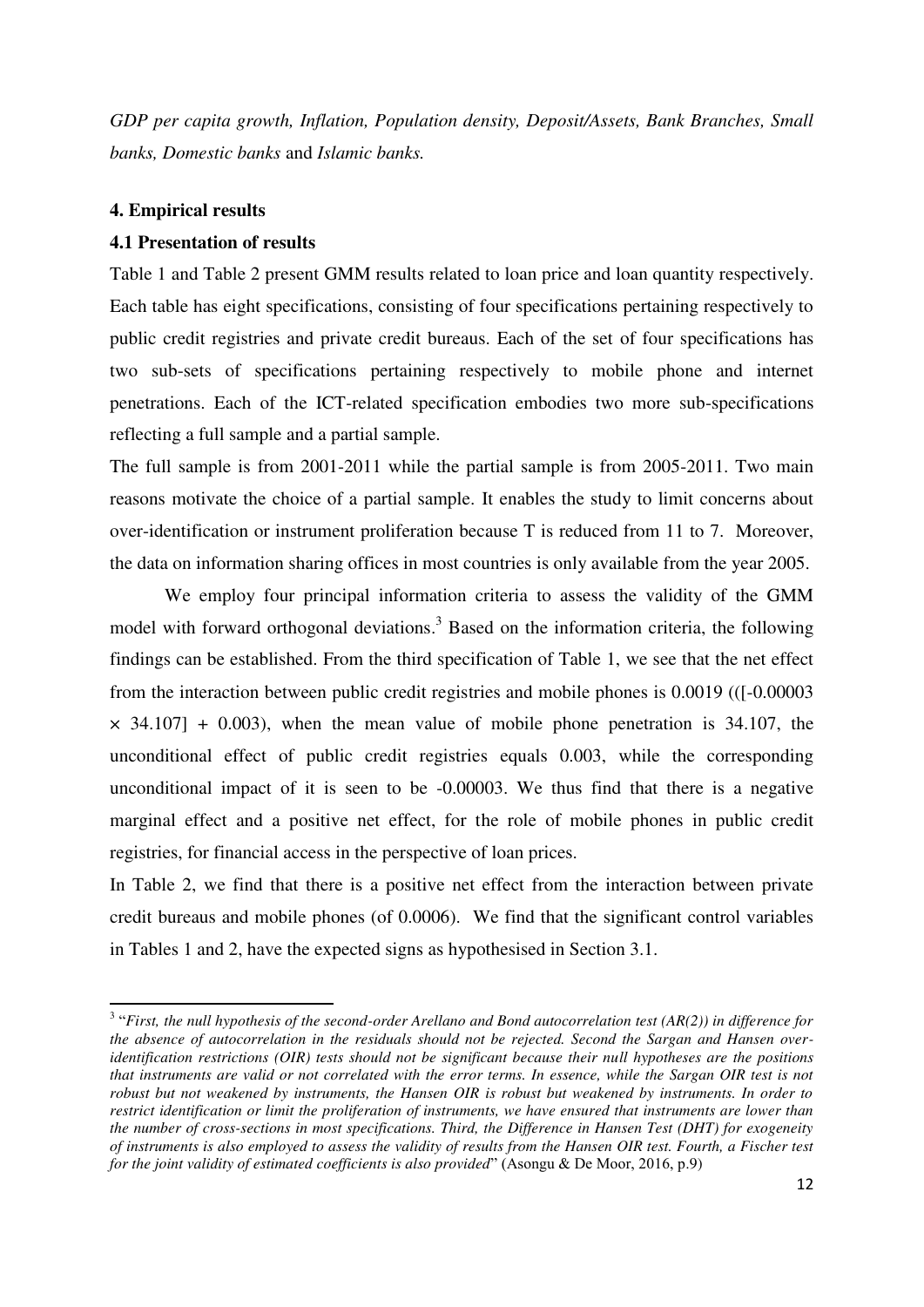*GDP per capita growth, Inflation, Population density, Deposit/Assets, Bank Branches, Small banks, Domestic banks* and *Islamic banks.*

## 4. Empirical results

### 4.1 Presentation of results

Table 1 and Table 2 present GMM results related to loan price and loan quantity respectively. Each table has eight specifications, consisting of four specifications pertaining respectively to public credit registries and private credit bureaus. Each of the set of four specifications has two sub-sets of specifications pertaining respectively to mobile phone and internet penetrations. Each of the ICT-related specification embodies two more sub-specifications reflecting a full sample and a partial sample.

The full sample is from 2001-2011 while the partial sample is from 2005-2011. Two main reasons motivate the choice of a partial sample. It enables the study to limit concerns about over-identification or instrument proliferation because T is reduced from 11 to 7. Moreover, the data on information sharing offices in most countries is only available from the year 2005.

We employ four principal information criteria to assess the validity of the GMM model with forward orthogonal deviations.[3] Based on the information criteria, the following findings can be established. From the third specification of Table 1, we see that the net effect from the interaction between public credit registries and mobile phones is 0.0019 (([-0.00003 $\times$ 34.107] + 0.003), when the mean value of mobile phone penetration is 34.107, the unconditional effect of public credit registries equals 0.003, while the corresponding unconditional impact of it is seen to be -0.00003. We thus find that there is a negative marginal effect and a positive net effect, for the role of mobile phones in public credit registries, for financial access in the perspective of loan prices.

In Table 2, we find that there is a positive net effect from the interaction between private credit bureaus and mobile phones (of 0.0006). We find that the significant control variables in Tables 1 and 2, have the expected signs as hypothesised in Section 3.1.

---

[3] "*First, the null hypothesis of the second-order Arellano and Bond autocorrelation test (AR(2)) in difference for the absence of autocorrelation in the residuals should not be rejected. Second the Sargan and Hansen over-identification restrictions (OIR) tests should not be significant because their null hypotheses are the positions that instruments are valid or not correlated with the error terms. In essence, while the Sargan OIR test is not robust but not weakened by instruments, the Hansen OIR is robust but weakened by instruments. In order to restrict identification or limit the proliferation of instruments, we have ensured that instruments are lower than the number of cross-sections in most specifications. Third, the Difference in Hansen Test (DHT) for exogeneity of instruments is also employed to assess the validity of results from the Hansen OIR test. Fourth, a Fischer test for the joint validity of estimated coefficients is also provided*" (Asongu & De Moor, 2016, p.9)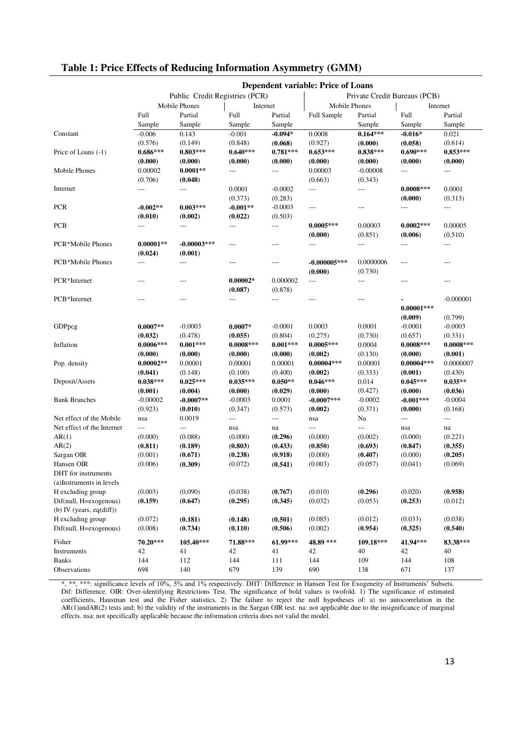## Table 1: Price Effects of Reducing Information Asymmetry (GMM)

| | Dependent variable: Price of Loans | | | | | | | |
|---|---|---|---|---|---|---|---|---|
| | Public Credit Registries (PCR) | | | | Private Credit Bureaus (PCB) | | | |
| | Mobile Phones | | Internet | | Mobile Phones | | Internet | |
| | Full Sample | Partial Sample | Full Sample | Partial Sample | Full Sample | Partial Sample | Full Sample | Partial Sample |
| Constant | -0.006 | 0.143 | -0.001 | **-0.094*** | 0.0008 | **0.164***** | **-0.016*** | 0.021 |
| | (0.576) | (0.149) | (0.848) | **(0.068)** | (0.927) | **(0.000)** | **(0.058)** | (0.614) |
| Price of Loans (-1) | **0.686***** | **0.803***** | **0.640***** | **0.781***** | **0.653***** | **0.838***** | **0.690***** | **0.853***** |
| | **(0.000)** | **(0.000)** | **(0.000)** | **(0.000)** | **(0.000)** | **(0.000)** | **(0.000)** | **(0.000)** |
| Mobile Phones | 0.00002 | **0.0001**** | --- | --- | 0.00003 | -0.00008 | --- | --- |
| | (0.706) | **(0.048)** | | | (0.663) | (0.343) | | |
| Internet | --- | --- | 0.0001 | -0.0002 | --- | --- | **0.0008***** | 0.0001 |
| | | | (0.373) | (0.283) | | | **(0.000)** | (0.313) |
| PCR | **-0.002**** | **0.003***** | **-0.001**** | -0.0003 | --- | --- | --- | --- |
| | **(0.010)** | **(0.002)** | **(0.022)** | (0.503) | | | | |
| PCB | --- | --- | --- | --- | **0.0005***** | 0.00003 | **0.0002***** | 0.00005 |
| | | | | | **(0.000)** | (0.851) | **(0.006)** | (0.510) |
| PCR*Mobile Phones | **0.00001**** | **-0.00003***** | --- | --- | --- | --- | --- | --- |
| | **(0.024)** | **(0.001)** | | | | | | |
| PCB*Mobile Phones | --- | --- | --- | --- | **-0.000005***** | 0.0000006 | --- | --- |
| | | | | | **(0.000)** | (0.730) | | |
| PCR*Internet | --- | --- | **0.00002*** | 0.000002 | --- | --- | --- | --- |
| | | | **(0.087)** | (0.878) | | | | |
| PCB*Internet | --- | --- | --- | --- | --- | --- | **-0.00001***** | -0.000001 |
| | | | | | | | **(0.009)** | (0.799) |
| GDPpcg | **0.0007**** | -0.0003 | **0.0007*** | -0.0001 | 0.0003 | 0.0001 | -0.0001 | -0.0003 |
| | **(0.032)** | (0.478) | **(0.055)** | (0.804) | (0.275) | (0.730) | (0.657) | (0.331) |
| Inflation | **0.0006***** | **0.001***** | **0.0008***** | **0.001***** | **0.0005***** | 0.0004 | **0.0008***** | **0.0008***** |
| | **(0.000)** | **(0.000)** | **(0.000)** | **(0.000)** | **(0.002)** | (0.130) | **(0.000)** | **(0.001)** |
| Pop. density | **0.00002**** | 0.00001 | 0.00001 | 0.00001 | **0.00004***** | 0.00001 | **0.00004***** | 0.0000007 |
| | **(0.041)** | (0.148) | (0.100) | (0.400) | **(0.002)** | (0.333) | **(0.001)** | (0.430) |
| Deposit/Assets | **0.038***** | **0.025***** | **0.035***** | **0.050**** | **0.046***** | 0.014 | **0.045***** | **0.035**** |
| | **(0.001)** | **(0.004)** | **(0.000)** | **(0.029)** | **(0.000)** | (0.427) | **(0.000)** | **(0.036)** |
| Bank Branches | -0.00002 | **-0.0007**** | -0.0003 | 0.0001 | **-0.0007***** | -0.0002 | **-0.001***** | -0.0004 |
| | (0.923) | **(0.010)** | (0.347) | (0.573) | **(0.002)** | (0.371) | **(0.000)** | (0.168) |
| Net effect of the Mobile | nsa | 0.0019 | --- | --- | nsa | Na | --- | --- |
| Net effect of the Internet | --- | --- | nsa | na | --- | --- | nsa | na |
| AR(1) | (0.000) | (0.088) | (0.000) | **(0.296)** | (0.000) | (0.002) | (0.000) | (0.221) |
| AR(2) | **(0.811)** | **(0.189)** | **(0.803)** | **(0.433)** | **(0.850)** | **(0.693)** | **(0.847)** | **(0.355)** |
| Sargan OIR | (0.001) | **(0.671)** | **(0.238)** | **(0.918)** | (0.000) | **(0.407)** | (0.000) | **(0.205)** |
| Hansen OIR | (0.006) | **(0.309)** | (0.072) | **(0.541)** | (0.003) | (0.057) | (0.041) | (0.069) |
| DHT for instruments | | | | | | | | |
| (a)Instruments in levels | | | | | | | | |
| H excluding group | (0.003) | (0.090) | (0.038) | **(0.767)** | (0.010) | **(0.296)** | (0.020) | **(0.958)** |
| Dif(null, H=exogenous) | **(0.159)** | **(0.647)** | **(0.295)** | **(0.345)** | (0.032) | (0.053) | **(0.253)** | (0.012) |
| (b) IV (years, eq(diff)) | | | | | | | | |
| H excluding group | (0.072) | **(0.181)** | **(0.148)** | **(0.501)** | (0.085) | (0.012) | (0.033) | (0.038) |
| Dif(null, H=exogenous) | (0.008) | **(0.734)** | **(0.110)** | **(0.506)** | (0.002) | **(0.954)** | **(0.325)** | **(0.540)** |
| Fisher | **70.20***** | **105.40***** | **71.88***** | **61.99***** | **48.89 ***** | **109.18***** | **41.94***** | **83.38***** |
| Instruments | 42 | 41 | 42 | 41 | 42 | 40 | 42 | 40 |
| Banks | 144 | 112 | 144 | 111 | 144 | 109 | 144 | 108 |
| Observations | 698 | 140 | 679 | 139 | 690 | 138 | 671 | 137 |

*, **, ***: significance levels of 10%, 5% and 1% respectively. DHT: Difference in Hansen Test for Exogeneity of Instruments' Subsets. Dif: Difference. OIR: Over-identifying Restrictions Test. The significance of bold values is twofold. 1) The significance of estimated coefficients, Hausman test and the Fisher statistics. 2) The failure to reject the null hypotheses of: a) no autocorrelation in the AR(1)andAR(2) tests and; b) the validity of the instruments in the Sargan OIR test. na: not applicable due to the insignificance of marginal effects. nsa: not specifically applicable because the information criteria does not valid the model.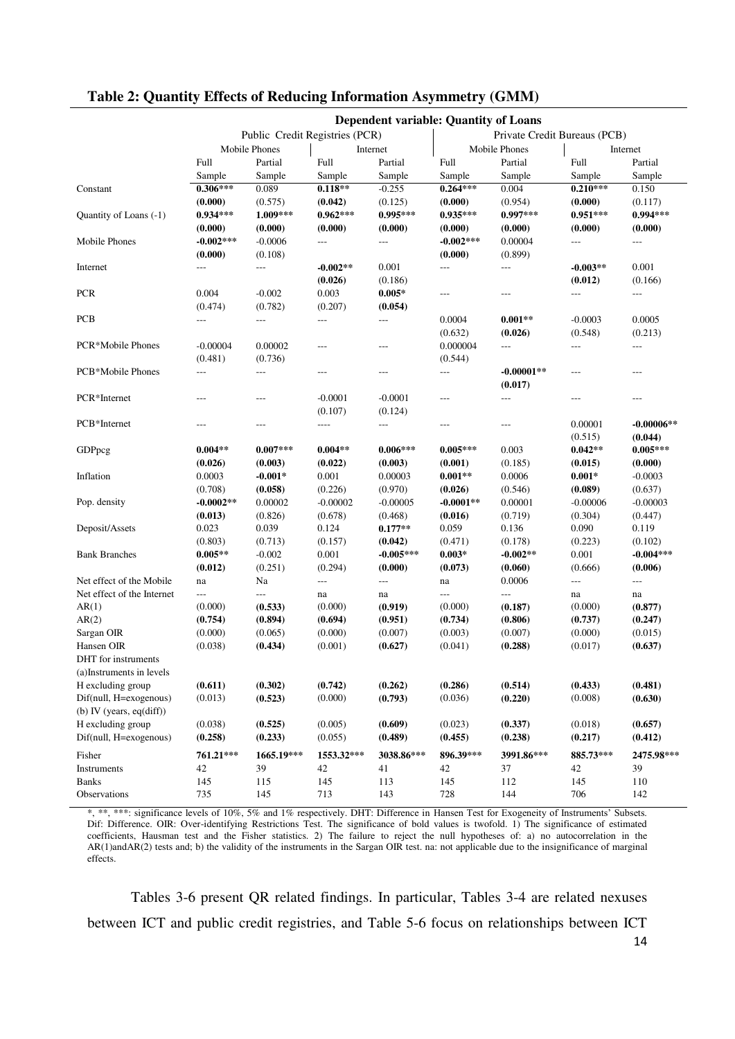## Table 2: Quantity Effects of Reducing Information Asymmetry (GMM)

| | Dependent variable: Quantity of Loans | | | | | | | |
|---|---|---|---|---|---|---|---|---|
| | Public Credit Registries (PCR) | | | | Private Credit Bureaus (PCB) | | | |
| | Mobile Phones | | Internet | | Mobile Phones | | Internet | |
| | Full Sample | Partial Sample | Full Sample | Partial Sample | Full Sample | Partial Sample | Full Sample | Partial Sample |
| Constant | **0.306***** | 0.089 | **0.118**** | -0.255 | **0.264***** | 0.004 | **0.210***** | 0.150 |
| | **(0.000)** | (0.575) | **(0.042)** | (0.125) | **(0.000)** | (0.954) | **(0.000)** | (0.117) |
| Quantity of Loans (-1) | **0.934***** | **1.009***** | **0.962***** | **0.995***** | **0.935***** | **0.997***** | **0.951***** | **0.994***** |
| | **(0.000)** | **(0.000)** | **(0.000)** | **(0.000)** | **(0.000)** | **(0.000)** | **(0.000)** | **(0.000)** |
| Mobile Phones | **-0.002***** | -0.0006 | --- | --- | **-0.002***** | 0.00004 | --- | --- |
| | **(0.000)** | (0.108) | | | **(0.000)** | (0.899) | | |
| Internet | --- | --- | **-0.002**** | 0.001 | --- | --- | **-0.003**** | 0.001 |
| | | | **(0.026)** | (0.186) | | | **(0.012)** | (0.166) |
| PCR | 0.004 | -0.002 | 0.003 | **0.005*** | --- | --- | --- | --- |
| | (0.474) | (0.782) | (0.207) | **(0.054)** | | | | |
| PCB | --- | --- | --- | --- | 0.0004 | **0.001**** | -0.0003 | 0.0005 |
| | | | | | (0.632) | **(0.026)** | (0.548) | (0.213) |
| PCR*Mobile Phones | -0.00004 | 0.00002 | --- | --- | 0.000004 | --- | --- | --- |
| | (0.481) | (0.736) | | | (0.544) | | | |
| PCB*Mobile Phones | --- | --- | --- | --- | --- | **-0.00001**** | --- | --- |
| | | | | | | **(0.017)** | | |
| PCR*Internet | --- | --- | -0.0001 | -0.0001 | --- | --- | --- | --- |
| | | | (0.107) | (0.124) | | | | |
| PCB*Internet | --- | --- | ---- | --- | --- | --- | 0.00001 | **-0.00006**** |
| | | | | | | | (0.515) | **(0.044)** |
| GDPpcg | **0.004**** | **0.007***** | **0.004**** | **0.006***** | **0.005***** | 0.003 | **0.042**** | **0.005***** |
| | **(0.026)** | **(0.003)** | **(0.022)** | **(0.003)** | **(0.001)** | (0.185) | **(0.015)** | **(0.000)** |
| Inflation | 0.0003 | **-0.001*** | 0.001 | 0.00003 | **0.001**** | 0.0006 | **0.001*** | -0.0003 |
| | (0.708) | **(0.058)** | (0.226) | (0.970) | **(0.026)** | (0.546) | **(0.089)** | (0.637) |
| Pop. density | **-0.0002**** | 0.00002 | -0.00002 | -0.00005 | **-0.0001**** | 0.00001 | -0.00006 | -0.00003 |
| | **(0.013)** | (0.826) | (0.678) | (0.468) | **(0.016)** | (0.719) | (0.304) | (0.447) |
| Deposit/Assets | 0.023 | 0.039 | 0.124 | **0.177**** | 0.059 | 0.136 | 0.090 | 0.119 |
| | (0.803) | (0.713) | (0.157) | **(0.042)** | (0.471) | (0.178) | (0.223) | (0.102) |
| Bank Branches | **0.005**** | -0.002 | 0.001 | **-0.005***** | **0.003*** | **-0.002**** | 0.001 | **-0.004***** |
| | **(0.012)** | (0.251) | (0.294) | **(0.000)** | **(0.073)** | **(0.060)** | (0.666) | **(0.006)** |
| Net effect of the Mobile | na | Na | --- | --- | na | 0.0006 | --- | --- |
| Net effect of the Internet | --- | --- | na | na | --- | --- | na | na |
| AR(1) | (0.000) | **(0.533)** | (0.000) | **(0.919)** | (0.000) | **(0.187)** | (0.000) | **(0.877)** |
| AR(2) | **(0.754)** | **(0.894)** | **(0.694)** | **(0.951)** | **(0.734)** | **(0.806)** | **(0.737)** | **(0.247)** |
| Sargan OIR | (0.000) | (0.065) | (0.000) | (0.007) | (0.003) | (0.007) | (0.000) | (0.015) |
| Hansen OIR | (0.038) | **(0.434)** | (0.001) | **(0.627)** | (0.041) | **(0.288)** | (0.017) | **(0.637)** |
| DHT for instruments | | | | | | | | |
| (a)Instruments in levels | | | | | | | | |
| H excluding group | **(0.611)** | **(0.302)** | **(0.742)** | **(0.262)** | **(0.286)** | **(0.514)** | **(0.433)** | **(0.481)** |
| Dif(null, H=exogenous) | (0.013) | **(0.523)** | (0.000) | **(0.793)** | (0.036) | **(0.220)** | (0.008) | **(0.630)** |
| (b) IV (years, eq(diff)) | | | | | | | | |
| H excluding group | (0.038) | **(0.525)** | (0.005) | **(0.609)** | (0.023) | **(0.337)** | (0.018) | **(0.657)** |
| Dif(null, H=exogenous) | **(0.258)** | **(0.233)** | (0.055) | **(0.489)** | **(0.455)** | **(0.238)** | **(0.217)** | **(0.412)** |
| Fisher | **761.21***** | **1665.19***** | **1553.32***** | **3038.86***** | **896.39***** | **3991.86***** | **885.73***** | **2475.98***** |
| Instruments | 42 | 39 | 42 | 41 | 42 | 37 | 42 | 39 |
| Banks | 145 | 115 | 145 | 113 | 145 | 112 | 145 | 110 |
| Observations | 735 | 145 | 713 | 143 | 728 | 144 | 706 | 142 |

*, **, ***: significance levels of 10%, 5% and 1% respectively. DHT: Difference in Hansen Test for Exogeneity of Instruments' Subsets. Dif: Difference. OIR: Over-identifying Restrictions Test. The significance of bold values is twofold. 1) The significance of estimated coefficients, Hausman test and the Fisher statistics. 2) The failure to reject the null hypotheses of: a) no autocorrelation in the AR(1)andAR(2) tests and; b) the validity of the instruments in the Sargan OIR test. na: not applicable due to the insignificance of marginal effects.

Tables 3-6 present QR related findings. In particular, Tables 3-4 are related nexuses between ICT and public credit registries, and Table 5-6 focus on relationships between ICT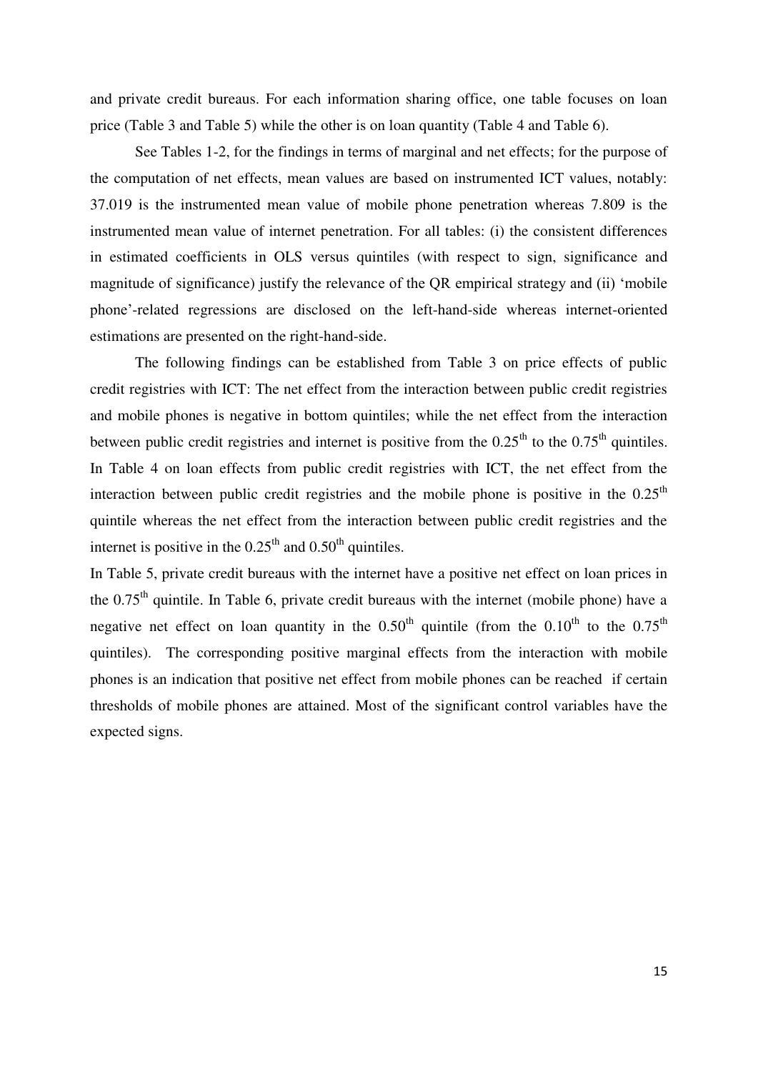and private credit bureaus. For each information sharing office, one table focuses on loan price (Table 3 and Table 5) while the other is on loan quantity (Table 4 and Table 6).

See Tables 1-2, for the findings in terms of marginal and net effects; for the purpose of the computation of net effects, mean values are based on instrumented ICT values, notably: 37.019 is the instrumented mean value of mobile phone penetration whereas 7.809 is the instrumented mean value of internet penetration. For all tables: (i) the consistent differences in estimated coefficients in OLS versus quintiles (with respect to sign, significance and magnitude of significance) justify the relevance of the QR empirical strategy and (ii) 'mobile phone'-related regressions are disclosed on the left-hand-side whereas internet-oriented estimations are presented on the right-hand-side.

The following findings can be established from Table 3 on price effects of public credit registries with ICT: The net effect from the interaction between public credit registries and mobile phones is negative in bottom quintiles; while the net effect from the interaction between public credit registries and internet is positive from the $0.25^{th}$ to the $0.75^{th}$ quintiles. In Table 4 on loan effects from public credit registries with ICT, the net effect from the interaction between public credit registries and the mobile phone is positive in the $0.25^{th}$ quintile whereas the net effect from the interaction between public credit registries and the internet is positive in the $0.25^{th}$ and $0.50^{th}$ quintiles.

In Table 5, private credit bureaus with the internet have a positive net effect on loan prices in the $0.75^{th}$ quintile. In Table 6, private credit bureaus with the internet (mobile phone) have a negative net effect on loan quantity in the $0.50^{th}$ quintile (from the $0.10^{th}$ to the $0.75^{th}$ quintiles). The corresponding positive marginal effects from the interaction with mobile phones is an indication that positive net effect from mobile phones can be reached if certain thresholds of mobile phones are attained. Most of the significant control variables have the expected signs.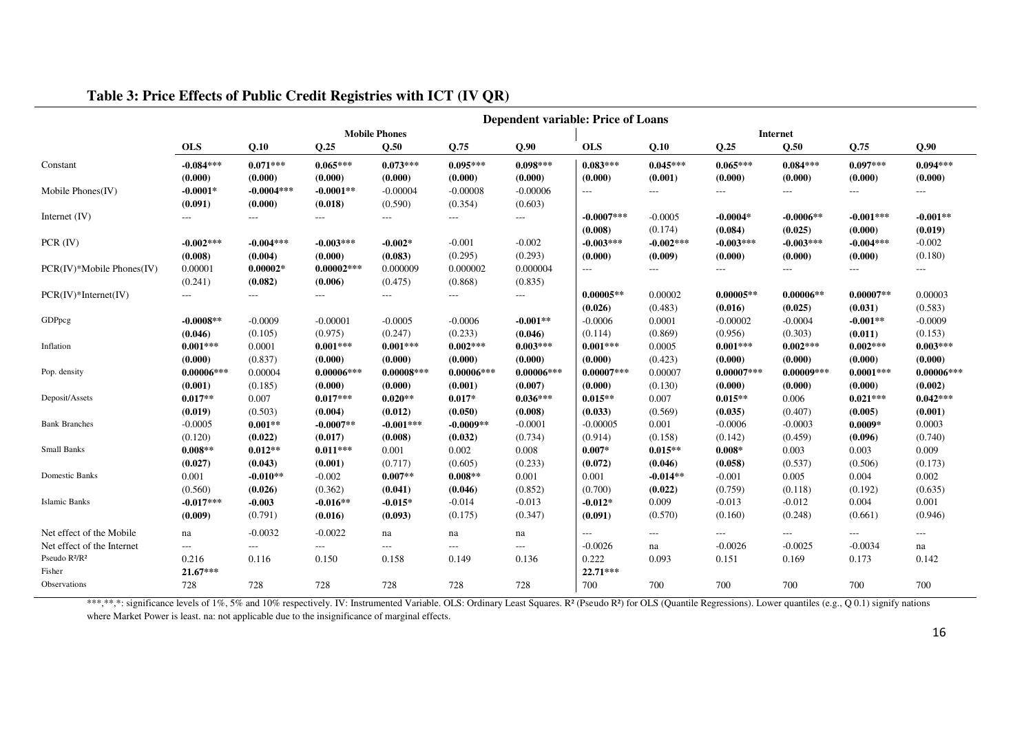# Table 3: Price Effects of Public Credit Registries with ICT (IV QR)

| | Dependent variable: Price of Loans | | | | | | | | | | | |
|---|---|---|---|---|---|---|---|---|---|---|---|---|
| | Mobile Phones | | | | | | Internet | | | | | |
| | **OLS** | **Q.10** | **Q.25** | **Q.50** | **Q.75** | **Q.90** | **OLS** | **Q.10** | **Q.25** | **Q.50** | **Q.75** | **Q.90** |
| Constant | **-0.084*****<br>**(0.000)** | **0.071*****<br>**(0.000)** | **0.065*****<br>**(0.000)** | **0.073*****<br>**(0.000)** | **0.095*****<br>**(0.000)** | **0.098*****<br>**(0.000)** | **0.083*****<br>**(0.000)** | **0.045*****<br>**(0.001)** | **0.065*****<br>**(0.000)** | **0.084*****<br>**(0.000)** | **0.097*****<br>**(0.000)** | **0.094*****<br>**(0.000)** |
| Mobile Phones(IV) | **-0.0001***<br>**(0.091)** | **-0.0004*****<br>**(0.000)** | **-0.0001****<br>**(0.018)** | -0.00004<br>(0.590) | -0.00008<br>(0.354) | -0.00006<br>(0.603) | --- | --- | --- | --- | --- | --- |
| Internet (IV) | --- | --- | --- | --- | --- | --- | **-0.0007*****<br>**(0.008)** | -0.0005<br>(0.174) | **-0.0004***<br>**(0.084)** | **-0.0006****<br>**(0.025)** | **-0.001*****<br>**(0.000)** | **-0.001****<br>**(0.019)** |
| PCR (IV) | **-0.002*****<br>**(0.008)** | **-0.004*****<br>**(0.004)** | **-0.003*****<br>**(0.000)** | **-0.002***<br>**(0.083)** | -0.001<br>(0.295) | -0.002<br>(0.293) | **-0.003*****<br>**(0.000)** | **-0.002*****<br>**(0.009)** | **-0.003*****<br>**(0.000)** | **-0.003*****<br>**(0.000)** | **-0.004*****<br>**(0.000)** | -0.002<br>(0.180) |
| PCR(IV)*Mobile Phones(IV) | 0.00001<br>(0.241) | **0.00002***<br>**(0.082)** | **0.00002*****<br>**(0.006)** | 0.000009<br>(0.475) | 0.000002<br>(0.868) | 0.000004<br>(0.835) | --- | --- | --- | --- | --- | --- |
| PCR(IV)*Internet(IV) | --- | --- | --- | --- | --- | --- | **0.00005****<br>**(0.026)** | 0.00002<br>(0.483) | **0.00005****<br>**(0.016)** | **0.00006****<br>**(0.025)** | **0.00007****<br>**(0.031)** | 0.00003<br>(0.583) |
| GDPpcg | **-0.0008****<br>**(0.046)** | -0.0009<br>(0.105) | -0.00001<br>(0.975) | -0.0005<br>(0.247) | -0.0006<br>(0.233) | **-0.001****<br>**(0.046)** | -0.0006<br>(0.114) | 0.0001<br>(0.869) | -0.00002<br>(0.956) | -0.0004<br>(0.303) | **-0.001****<br>**(0.011)** | -0.0009<br>(0.153) |
| Inflation | **0.001*****<br>**(0.000)** | 0.0001<br>(0.837) | **0.001*****<br>**(0.000)** | **0.001*****<br>**(0.000)** | **0.002*****<br>**(0.000)** | **0.003*****<br>**(0.000)** | **0.001*****<br>**(0.000)** | 0.0005<br>(0.423) | **0.001*****<br>**(0.000)** | **0.002*****<br>**(0.000)** | **0.002*****<br>**(0.000)** | **0.003*****<br>**(0.000)** |
| Pop. density | **0.00006*****<br>**(0.001)** | 0.00004<br>(0.185) | **0.00006*****<br>**(0.000)** | **0.00008*****<br>**(0.000)** | **0.00006*****<br>**(0.001)** | **0.00006*****<br>**(0.007)** | **0.00007*****<br>**(0.000)** | 0.00007<br>(0.130) | **0.00007*****<br>**(0.000)** | **0.00009*****<br>**(0.000)** | **0.0001*****<br>**(0.000)** | **0.00006*****<br>**(0.002)** |
| Deposit/Assets | **0.017****<br>**(0.019)** | 0.007<br>(0.503) | **0.017*****<br>**(0.004)** | **0.020****<br>**(0.012)** | **0.017***<br>**(0.050)** | **0.036*****<br>**(0.008)** | **0.015****<br>**(0.033)** | 0.007<br>(0.569) | **0.015****<br>**(0.035)** | 0.006<br>(0.407) | **0.021*****<br>**(0.005)** | **0.042*****<br>**(0.001)** |
| Bank Branches | -0.0005<br>(0.120) | **0.001****<br>**(0.022)** | **-0.0007****<br>**(0.017)** | **-0.001*****<br>**(0.008)** | **-0.0009****<br>**(0.032)** | -0.0001<br>(0.734) | -0.00005<br>(0.914) | 0.001<br>(0.158) | -0.0006<br>(0.142) | -0.0003<br>(0.459) | **0.0009***<br>**(0.096)** | 0.0003<br>(0.740) |
| Small Banks | **0.008****<br>**(0.027)** | **0.012****<br>**(0.043)** | **0.011*****<br>**(0.001)** | 0.001<br>(0.717) | 0.002<br>(0.605) | 0.008<br>(0.233) | **0.007***<br>**(0.072)** | **0.015****<br>**(0.046)** | **0.008***<br>**(0.058)** | 0.003<br>(0.537) | 0.003<br>(0.506) | 0.009<br>(0.173) |
| Domestic Banks | 0.001<br>(0.560) | **-0.010****<br>**(0.026)** | -0.002<br>(0.362) | **0.007****<br>**(0.041)** | **0.008****<br>**(0.046)** | 0.001<br>(0.852) | 0.001<br>(0.700) | **-0.014****<br>**(0.022)** | -0.001<br>(0.759) | 0.005<br>(0.118) | 0.004<br>(0.192) | 0.002<br>(0.635) |
| Islamic Banks | **-0.017*****<br>**(0.009)** | **-0.003**<br>(0.791) | **-0.016****<br>**(0.016)** | **-0.015***<br>**(0.093)** | -0.014<br>(0.175) | -0.013<br>(0.347) | **-0.012***<br>**(0.091)** | 0.009<br>(0.570) | -0.013<br>(0.160) | -0.012<br>(0.248) | 0.004<br>(0.661) | 0.001<br>(0.946) |
| Net effect of the Mobile | na | -0.0032 | -0.0022 | na | na | na | --- | --- | --- | --- | --- | --- |
| Net effect of the Internet | --- | --- | --- | --- | --- | --- | -0.0026 | na | -0.0026 | -0.0025 | -0.0034 | na |
| Pseudo $R^2$/$R^2$ | 0.216 | 0.116 | 0.150 | 0.158 | 0.149 | 0.136 | 0.222 | 0.093 | 0.151 | 0.169 | 0.173 | 0.142 |
| Fisher | **21.67***** | | | | | | **22.71***** | | | | | |
| Observations | 728 | 728 | 728 | 728 | 728 | 728 | 700 | 700 | 700 | 700 | 700 | 700 |

***,**,*: significance levels of 1%, 5% and 10% respectively. IV: Instrumented Variable. OLS: Ordinary Least Squares. $R^2$ (Pseudo $R^2$) for OLS (Quantile Regressions). Lower quantiles (e.g., Q 0.1) signify nations where Market Power is least. na: not applicable due to the insignificance of marginal effects.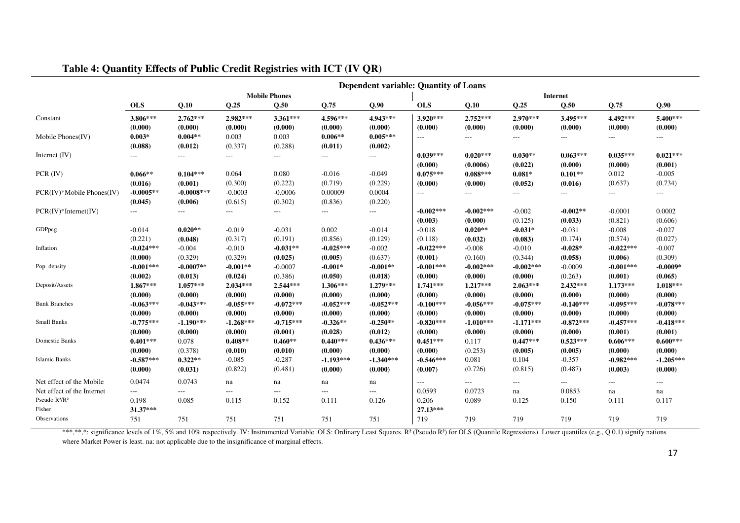### Table 4: Quantity Effects of Public Credit Registries with ICT (IV QR)

| | Dependent variable: Quantity of Loans | | | | | | | | | | | |
|---|---|---|---|---|---|---|---|---|---|---|---|---|
| | Mobile Phones | | | | | | Internet | | | | | |
| | OLS | Q.10 | Q.25 | Q.50 | Q.75 | Q.90 | OLS | Q.10 | Q.25 | Q.50 | Q.75 | Q.90 |
| Constant | **3.806***** | **2.762***** | **2.982***** | **3.361***** | **4.596***** | **4.943***** | **3.920***** | **2.752***** | **2.970***** | **3.495***** | **4.492***** | **5.400***** |
| | **(0.000)** | **(0.000)** | **(0.000)** | **(0.000)** | **(0.000)** | **(0.000)** | **(0.000)** | **(0.000)** | **(0.000)** | **(0.000)** | **(0.000)** | **(0.000)** |
| Mobile Phones(IV) | **0.003*** | **0.004**** | 0.003 | 0.003 | **0.006**** | **0.005***** | --- | --- | --- | --- | --- | --- |
| | **(0.088)** | **(0.012)** | (0.337) | (0.288) | **(0.011)** | **(0.002)** | | | | | | |
| Internet (IV) | --- | --- | --- | --- | --- | --- | **0.039***** | **0.020***** | **0.030**** | **0.063***** | **0.035***** | **0.021***** |
| | | | | | | | **(0.000)** | **(0.0006)** | **(0.022)** | **(0.000)** | **(0.000)** | **(0.001)** |
| PCR (IV) | **0.066**** | **0.104***** | 0.064 | 0.080 | -0.016 | -0.049 | **0.075***** | **0.088***** | **0.081*** | **0.101**** | 0.012 | -0.005 |
| | **(0.016)** | **(0.001)** | (0.300) | (0.222) | (0.719) | (0.229) | **(0.000)** | **(0.000)** | **(0.052)** | **(0.016)** | (0.637) | (0.734) |
| PCR(IV)*Mobile Phones(IV) | **-0.0005**** | **-0.0008***** | -0.0003 | -0.0006 | 0.00009 | 0.0004 | --- | --- | --- | --- | --- | --- |
| | **(0.045)** | **(0.006)** | (0.615) | (0.302) | (0.836) | (0.220) | | | | | | |
| PCR(IV)*Internet(IV) | --- | --- | --- | --- | --- | --- | **-0.002***** | **-0.002***** | -0.002 | **-0.002**** | -0.0001 | 0.0002 |
| | | | | | | | **(0.003)** | **(0.000)** | (0.125) | **(0.033)** | (0.821) | (0.606) |
| GDPpcg | -0.014 | **0.020**** | -0.019 | -0.031 | 0.002 | -0.014 | -0.018 | **0.020**** | **-0.031*** | -0.031 | -0.008 | -0.027 |
| | (0.221) | **(0.048)** | (0.317) | (0.191) | (0.856) | (0.129) | (0.118) | **(0.032)** | **(0.083)** | (0.174) | (0.574) | (0.027) |
| Inflation | **-0.024***** | -0.004 | -0.010 | **-0.031**** | **-0.025***** | -0.002 | **-0.022***** | -0.008 | -0.010 | **-0.028*** | **-0.022***** | -0.007 |
| | **(0.000)** | (0.329) | (0.329) | **(0.025)** | **(0.005)** | (0.637) | **(0.001)** | (0.160) | (0.344) | **(0.058)** | **(0.006)** | (0.309) |
| Pop. density | **-0.001***** | **-0.0007**** | **-0.001**** | -0.0007 | **-0.001*** | **-0.001**** | **-0.001***** | **-0.002***** | **-0.002***** | -0.0009 | **-0.001***** | **-0.0009*** |
| | **(0.002)** | **(0.013)** | **(0.024)** | (0.386) | **(0.050)** | **(0.018)** | **(0.000)** | **(0.000)** | **(0.000)** | (0.263) | **(0.001)** | **(0.065)** |
| Deposit/Assets | **1.867***** | **1.057***** | **2.034***** | **2.544***** | **1.306***** | **1.279***** | **1.741***** | **1.217***** | **2.063***** | **2.432***** | **1.173***** | **1.018***** |
| | **(0.000)** | **(0.000)** | **(0.000)** | **(0.000)** | **(0.000)** | **(0.000)** | **(0.000)** | **(0.000)** | **(0.000)** | **(0.000)** | **(0.000)** | **(0.000)** |
| Bank Branches | **-0.063***** | **-0.043***** | **-0.055***** | **-0.072***** | **-0.052***** | **-0.052***** | **-0.100***** | **-0.056***** | **-0.075***** | **-0.140***** | **-0.095***** | **-0.078***** |
| | **(0.000)** | **(0.000)** | **(0.000)** | **(0.000)** | **(0.000)** | **(0.000)** | **(0.000)** | **(0.000)** | **(0.000)** | **(0.000)** | **(0.000)** | **(0.000)** |
| Small Banks | **-0.775***** | **-1.190***** | **-1.268***** | **-0.715***** | **-0.326**** | **-0.250**** | **-0.820***** | **-1.010***** | **-1.171***** | **-0.872***** | **-0.457***** | **-0.418***** |
| | **(0.000)** | **(0.000)** | **(0.000)** | **(0.001)** | **(0.028)** | **(0.012)** | **(0.000)** | **(0.000)** | **(0.000)** | **(0.000)** | **(0.001)** | **(0.001)** |
| Domestic Banks | **0.401***** | 0.078 | **0.408**** | **0.460**** | **0.440***** | **0.436***** | **0.451***** | 0.117 | **0.447***** | **0.523***** | **0.606***** | **0.600***** |
| | **(0.000)** | (0.378) | **(0.010)** | **(0.010)** | **(0.000)** | **(0.000)** | **(0.000)** | (0.253) | **(0.005)** | **(0.005)** | **(0.000)** | **(0.000)** |
| Islamic Banks | **-0.587***** | **0.322**** | -0.085 | -0.287 | **-1.193***** | **-1.340***** | **-0.546***** | 0.081 | 0.104 | -0.357 | **-0.982***** | **-1.205***** |
| | **(0.000)** | **(0.031)** | (0.822) | (0.481) | **(0.000)** | **(0.000)** | **(0.007)** | (0.726) | (0.815) | (0.487) | **(0.003)** | **(0.000)** |
| Net effect of the Mobile | 0.0474 | 0.0743 | na | na | na | na | --- | --- | --- | --- | --- | --- |
| Net effect of the Internet | --- | --- | --- | --- | --- | --- | 0.0593 | 0.0723 | na | 0.0853 | na | na |
| Pseudo $R^2$/$R^2$ | 0.198 | 0.085 | 0.115 | 0.152 | 0.111 | 0.126 | 0.206 | 0.089 | 0.125 | 0.150 | 0.111 | 0.117 |
| Fisher | **31.37***** | | | | | | **27.13***** | | | | | |
| Observations | 751 | 751 | 751 | 751 | 751 | 751 | 719 | 719 | 719 | 719 | 719 | 719 |

***,**,*: significance levels of 1%, 5% and 10% respectively. IV: Instrumented Variable. OLS: Ordinary Least Squares. $R^2$ (Pseudo $R^2$) for OLS (Quantile Regressions). Lower quantiles (e.g., Q 0.1) signify nations where Market Power is least. na: not applicable due to the insignificance of marginal effects.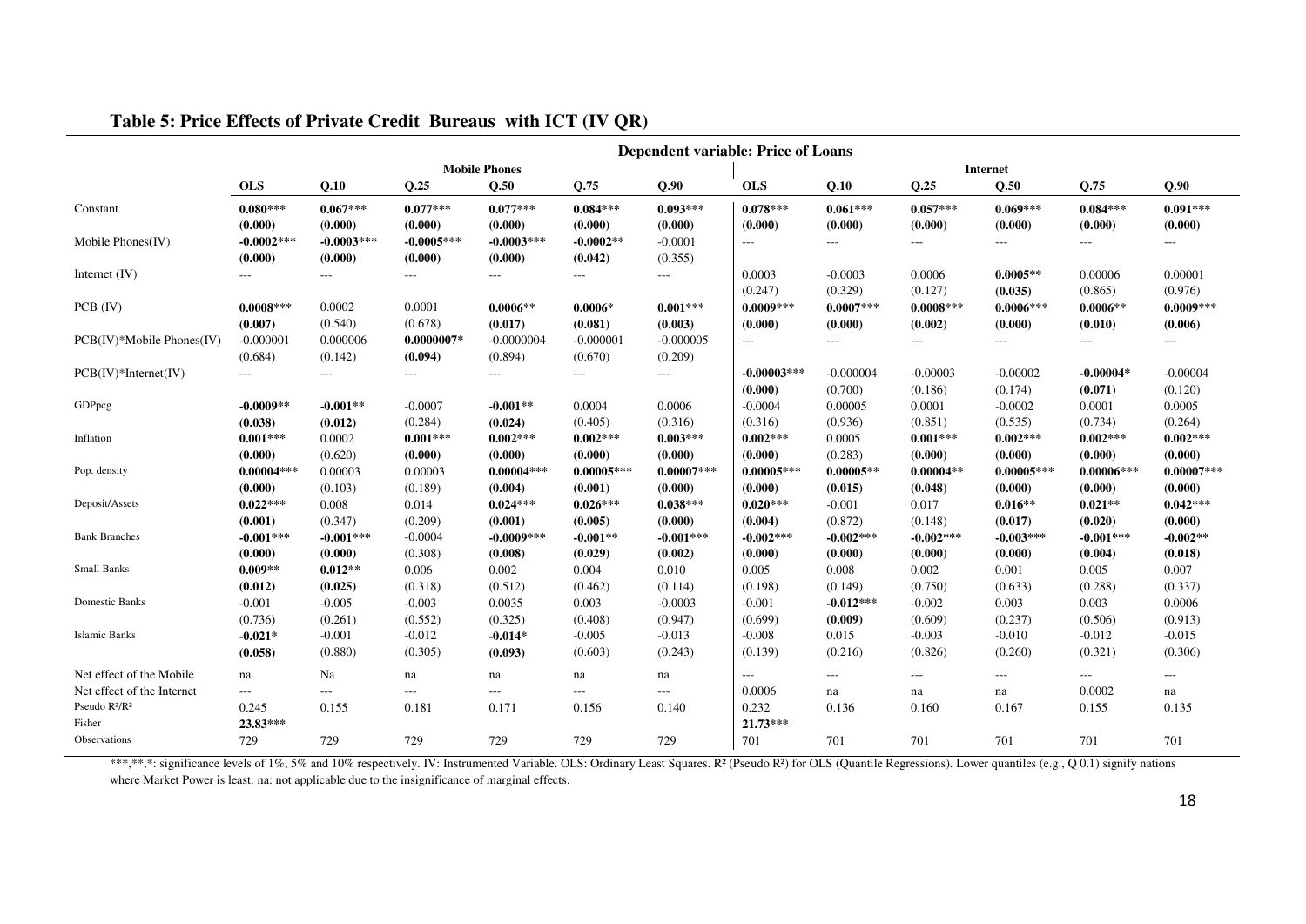**Table 5: Price Effects of Private Credit Bureaus with ICT (IV QR)**

| | Dependent variable: Price of Loans | | | | | | | | | | | |
|---|---|---|---|---|---|---|---|---|---|---|---|---|
| | Mobile Phones | | | | | | Internet | | | | | |
| | **OLS** | **Q.10** | **Q.25** | **Q.50** | **Q.75** | **Q.90** | **OLS** | **Q.10** | **Q.25** | **Q.50** | **Q.75** | **Q.90** |
| Constant | **0.080*****<br>**(0.000)** | **0.067*****<br>**(0.000)** | **0.077*****<br>**(0.000)** | **0.077*****<br>**(0.000)** | **0.084*****<br>**(0.000)** | **0.093*****<br>**(0.000)** | **0.078*****<br>**(0.000)** | **0.061*****<br>**(0.000)** | **0.057*****<br>**(0.000)** | **0.069*****<br>**(0.000)** | **0.084*****<br>**(0.000)** | **0.091*****<br>**(0.000)** |
| Mobile Phones(IV) | **-0.0002*****<br>**(0.000)** | **-0.0003*****<br>**(0.000)** | **-0.0005*****<br>**(0.000)** | **-0.0003*****<br>**(0.000)** | **-0.0002****<br>**(0.042)** | -0.0001<br>(0.355) | --- | --- | --- | --- | --- | --- |
| Internet (IV) | --- | --- | --- | --- | --- | --- | 0.0003<br>(0.247) | -0.0003<br>(0.329) | 0.0006<br>(0.127) | **0.0005****<br>**(0.035)** | 0.00006<br>(0.865) | 0.00001<br>(0.976) |
| PCB (IV) | **0.0008*****<br>**(0.007)** | 0.0002<br>(0.540) | 0.0001<br>(0.678) | **0.0006****<br>**(0.017)** | **0.0006***<br>**(0.081)** | **0.001*****<br>**(0.003)** | **0.0009*****<br>**(0.000)** | **0.0007*****<br>**(0.000)** | **0.0008*****<br>**(0.002)** | **0.0006*****<br>**(0.000)** | **0.0006****<br>**(0.010)** | **0.0009*****<br>**(0.006)** |
| PCB(IV)*Mobile Phones(IV) | -0.000001<br>(0.684) | 0.000006<br>(0.142) | **0.0000007***<br>**(0.094)** | -0.0000004<br>(0.894) | -0.000001<br>(0.670) | -0.000005<br>(0.209) | --- | --- | --- | --- | --- | --- |
| PCB(IV)*Internet(IV) | --- | --- | --- | --- | --- | --- | **-0.00003*****<br>**(0.000)** | -0.000004<br>(0.700) | -0.00003<br>(0.186) | -0.00002<br>(0.174) | **-0.00004***<br>**(0.071)** | -0.00004<br>(0.120) |
| GDPpcg | **-0.0009****<br>**(0.038)** | **-0.001****<br>**(0.012)** | -0.0007<br>(0.284) | **-0.001****<br>**(0.024)** | 0.0004<br>(0.405) | 0.0006<br>(0.316) | -0.0004<br>(0.316) | 0.00005<br>(0.936) | 0.0001<br>(0.851) | -0.0002<br>(0.535) | 0.0001<br>(0.734) | 0.0005<br>(0.264) |
| Inflation | **0.001*****<br>**(0.000)** | 0.0002<br>(0.620) | **0.001*****<br>**(0.000)** | **0.002*****<br>**(0.000)** | **0.002*****<br>**(0.000)** | **0.003*****<br>**(0.000)** | **0.002*****<br>**(0.000)** | 0.0005<br>(0.283) | **0.001*****<br>**(0.000)** | **0.002*****<br>**(0.000)** | **0.002*****<br>**(0.000)** | **0.002*****<br>**(0.000)** |
| Pop. density | **0.00004*****<br>**(0.000)** | 0.00003<br>(0.103) | 0.00003<br>(0.189) | **0.00004*****<br>**(0.004)** | **0.00005*****<br>**(0.001)** | **0.00007*****<br>**(0.000)** | **0.00005*****<br>**(0.000)** | **0.00005****<br>**(0.015)** | **0.00004****<br>**(0.048)** | **0.00005*****<br>**(0.000)** | **0.00006*****<br>**(0.000)** | **0.00007*****<br>**(0.000)** |
| Deposit/Assets | **0.022*****<br>**(0.001)** | 0.008<br>(0.347) | 0.014<br>(0.209) | **0.024*****<br>**(0.001)** | **0.026*****<br>**(0.005)** | **0.038*****<br>**(0.000)** | **0.020*****<br>**(0.004)** | -0.001<br>(0.872) | 0.017<br>(0.148) | **0.016****<br>**(0.017)** | **0.021****<br>**(0.020)** | **0.042*****<br>**(0.000)** |
| Bank Branches | **-0.001*****<br>**(0.000)** | **-0.001*****<br>**(0.000)** | -0.0004<br>(0.308) | **-0.0009*****<br>**(0.008)** | **-0.001****<br>**(0.029)** | **-0.001*****<br>**(0.002)** | **-0.002*****<br>**(0.000)** | **-0.002*****<br>**(0.000)** | **-0.002*****<br>**(0.000)** | **-0.003*****<br>**(0.000)** | **-0.001*****<br>**(0.004)** | **-0.002****<br>**(0.018)** |
| Small Banks | **0.009****<br>**(0.012)** | **0.012****<br>**(0.025)** | 0.006<br>(0.318) | 0.002<br>(0.512) | 0.004<br>(0.462) | 0.010<br>(0.114) | 0.005<br>(0.198) | 0.008<br>(0.149) | 0.002<br>(0.750) | 0.001<br>(0.633) | 0.005<br>(0.288) | 0.007<br>(0.337) |
| Domestic Banks | -0.001<br>(0.736) | -0.005<br>(0.261) | -0.003<br>(0.552) | 0.0035<br>(0.325) | 0.003<br>(0.408) | -0.0003<br>(0.947) | -0.001<br>(0.699) | **-0.012*****<br>**(0.009)** | -0.002<br>(0.609) | 0.003<br>(0.237) | 0.003<br>(0.506) | 0.0006<br>(0.913) |
| Islamic Banks | **-0.021***<br>**(0.058)** | -0.001<br>(0.880) | -0.012<br>(0.305) | **-0.014***<br>**(0.093)** | -0.005<br>(0.603) | -0.013<br>(0.243) | -0.008<br>(0.139) | 0.015<br>(0.216) | -0.003<br>(0.826) | -0.010<br>(0.260) | -0.012<br>(0.321) | -0.015<br>(0.306) |
| Net effect of the Mobile | na | Na | na | na | na | na | --- | --- | --- | --- | --- | --- |
| Net effect of the Internet | --- | --- | --- | --- | --- | --- | 0.0006 | na | na | na | 0.0002 | na |
| Pseudo R²/R² | 0.245 | 0.155 | 0.181 | 0.171 | 0.156 | 0.140 | 0.232 | 0.136 | 0.160 | 0.167 | 0.155 | 0.135 |
| Fisher | **23.83***** | | | | | | **21.73***** | | | | | |
| Observations | 729 | 729 | 729 | 729 | 729 | 729 | 701 | 701 | 701 | 701 | 701 | 701 |

***,**,*: significance levels of 1%, 5% and 10% respectively. IV: Instrumented Variable. OLS: Ordinary Least Squares. $R^2$ (Pseudo $R^2$) for OLS (Quantile Regressions). Lower quantiles (e.g., Q 0.1) signify nations where Market Power is least. na: not applicable due to the insignificance of marginal effects.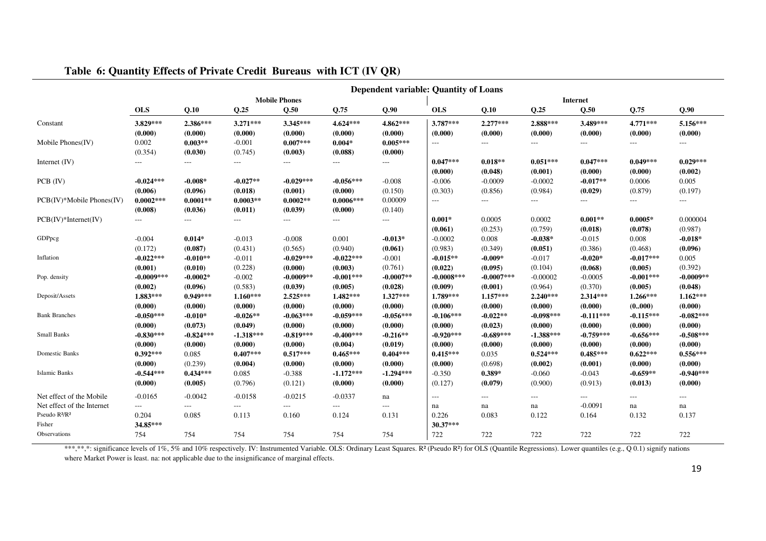## Table 6: Quantity Effects of Private Credit Bureaus with ICT (IV QR)

| | Dependent variable: Quantity of Loans | | | | | | | | | | | |
|---|---|---|---|---|---|---|---|---|---|---|---|---|
| | Mobile Phones | | | | | | Internet | | | | | |
| | OLS | Q.10 | Q.25 | Q.50 | Q.75 | Q.90 | OLS | Q.10 | Q.25 | Q.50 | Q.75 | Q.90 |
| Constant | **3.829*** ** | **2.386*** ** | **3.271*** ** | **3.345*** ** | **4.624*** ** | **4.862*** ** | **3.787*** ** | **2.277*** ** | **2.888*** ** | **3.489*** ** | **4.771*** ** | **5.156*** ** |
| | **(0.000)** | **(0.000)** | **(0.000)** | **(0.000)** | **(0.000)** | **(0.000)** | **(0.000)** | **(0.000)** | **(0.000)** | **(0.000)** | **(0.000)** | **(0.000)** |
| Mobile Phones(IV) | 0.002 | **0.003** ** | -0.001 | **0.007*** ** | **0.004*** | **0.005*** ** | --- | --- | --- | --- | --- | --- |
| | (0.354) | **(0.030)** | (0.745) | **(0.003)** | **(0.088)** | **(0.000)** | | | | | | |
| Internet (IV) | --- | --- | --- | --- | --- | --- | **0.047*** ** | **0.018** ** | **0.051*** ** | **0.047*** ** | **0.049*** ** | **0.029*** ** |
| | | | | | | | **(0.000)** | **(0.048)** | **(0.001)** | **(0.000)** | **(0.000)** | **(0.002)** |
| PCB (IV) | **-0.024*** ** | **-0.008*** | **-0.027** ** | **-0.029*** ** | **-0.056*** ** | -0.008 | -0.006 | -0.0009 | -0.0002 | **-0.017** ** | 0.0006 | 0.005 |
| | **(0.006)** | **(0.096)** | **(0.018)** | **(0.001)** | **(0.000)** | (0.150) | (0.303) | (0.856) | (0.984) | **(0.029)** | (0.879) | (0.197) |
| PCB(IV)*Mobile Phones(IV) | **0.0002*** ** | **0.0001** ** | **0.0003** ** | **0.0002** ** | **0.0006*** ** | 0.00009 | --- | --- | --- | --- | --- | --- |
| | **(0.008)** | **(0.036)** | **(0.011)** | **(0.039)** | **(0.000)** | (0.140) | | | | | | |
| PCB(IV)*Internet(IV) | --- | --- | --- | --- | --- | --- | **0.001*** | 0.0005 | 0.0002 | **0.001** ** | **0.0005*** | 0.000004 |
| | | | | | | | **(0.061)** | (0.253) | (0.759) | **(0.018)** | **(0.078)** | (0.987) |
| GDPpcg | -0.004 | **0.014*** | -0.013 | -0.008 | 0.001 | **-0.013*** | -0.0002 | 0.008 | **-0.038*** | -0.015 | 0.008 | **-0.018*** |
| | (0.172) | **(0.087)** | (0.431) | (0.565) | (0.940) | **(0.061)** | (0.983) | (0.349) | **(0.051)** | (0.386) | (0.468) | **(0.096)** |
| Inflation | **-0.022*** ** | **-0.010** ** | -0.011 | **-0.029*** ** | **-0.022*** ** | -0.001 | **-0.015** ** | **-0.009*** | -0.017 | **-0.020*** | **-0.017*** ** | 0.005 |
| | **(0.001)** | **(0.010)** | (0.228) | **(0.000)** | **(0.003)** | (0.761) | **(0.022)** | **(0.095)** | (0.104) | **(0.068)** | **(0.005)** | (0.392) |
| Pop. density | **-0.0009*** ** | **-0.0002*** | -0.002 | **-0.0009** ** | **-0.001*** ** | **-0.0007** ** | **-0.0008*** ** | **-0.0007*** ** | -0.00002 | -0.0005 | **-0.001*** ** | **-0.0009** ** |
| | **(0.002)** | **(0.096)** | (0.583) | **(0.039)** | **(0.005)** | **(0.028)** | **(0.009)** | **(0.001)** | (0.964) | (0.370) | **(0.005)** | **(0.048)** |
| Deposit/Assets | **1.883*** ** | **0.949*** ** | **1.160*** ** | **2.525*** ** | **1.482*** ** | **1.327*** ** | **1.789*** ** | **1.157*** ** | **2.240*** ** | **2.314*** ** | **1.266*** ** | **1.162*** ** |
| | **(0.000)** | **(0.000)** | **(0.000)** | **(0.000)** | **(0.000)** | **(0.000)** | **(0.000)** | **(0.000)** | **(0.000)** | **(0.000)** | **(0..000)** | **(0.000)** |
| Bank Branches | **-0.050*** ** | **-0.010*** | **-0.026** ** | **-0.063*** ** | **-0.059*** ** | **-0.056*** ** | **-0.106*** ** | **-0.022** ** | **-0.098*** ** | **-0.111*** ** | **-0.115*** ** | **-0.082*** ** |
| | **(0.000)** | **(0.073)** | **(0.049)** | **(0.000)** | **(0.000)** | **(0.000)** | **(0.000)** | **(0.023)** | **(0.000)** | **(0.000)** | **(0.000)** | **(0.000)** |
| Small Banks | **-0.830*** ** | **-0.824*** ** | **-1.318*** ** | **-0.819*** ** | **-0.400*** ** | **-0.216** ** | **-0.920*** ** | **-0.689*** ** | **-1.388*** ** | **-0.759*** ** | **-0.656*** ** | **-0.508*** ** |
| | **(0.000)** | **(0.000)** | **(0.000)** | **(0.000)** | **(0.004)** | **(0.019)** | **(0.000)** | **(0.000)** | **(0.000)** | **(0.000)** | **(0.000)** | **(0.000)** |
| Domestic Banks | **0.392*** ** | 0.085 | **0.407*** ** | **0.517*** ** | **0.465*** ** | **0.404*** ** | **0.415*** ** | 0.035 | **0.524*** ** | **0.485*** ** | **0.622*** ** | **0.556*** ** |
| | **(0.000)** | (0.239) | **(0.004)** | **(0.000)** | **(0.000)** | **(0.000)** | **(0.000)** | (0.698) | **(0.002)** | **(0.001)** | **(0.000)** | **(0.000)** |
| Islamic Banks | **-0.544*** ** | **0.434*** ** | 0.085 | -0.388 | **-1.172*** ** | **-1.294*** ** | -0.350 | **0.389*** | -0.060 | -0.043 | **-0.659** ** | **-0.940*** ** |
| | **(0.000)** | **(0.005)** | (0.796) | (0.121) | **(0.000)** | **(0.000)** | (0.127) | **(0.079)** | (0.900) | (0.913) | **(0.013)** | **(0.000)** |
| Net effect of the Mobile | -0.0165 | -0.0042 | -0.0158 | -0.0215 | -0.0337 | na | --- | --- | --- | --- | --- | --- |
| Net effect of the Internet | --- | --- | --- | --- | --- | --- | na | na | na | -0.0091 | na | na |
| Pseudo $R^2$/$R^2$ | 0.204 | 0.085 | 0.113 | 0.160 | 0.124 | 0.131 | 0.226 | 0.083 | 0.122 | 0.164 | 0.132 | 0.137 |
| Fisher | **34.85*** ** | | | | | | **30.37*** ** | | | | | |
| Observations | 754 | 754 | 754 | 754 | 754 | 754 | 722 | 722 | 722 | 722 | 722 | 722 |

***,**,*: significance levels of 1%, 5% and 10% respectively. IV: Instrumented Variable. OLS: Ordinary Least Squares. $R^2$ (Pseudo $R^2$) for OLS (Quantile Regressions). Lower quantiles (e.g., Q 0.1) signify nations where Market Power is least. na: not applicable due to the insignificance of marginal effects.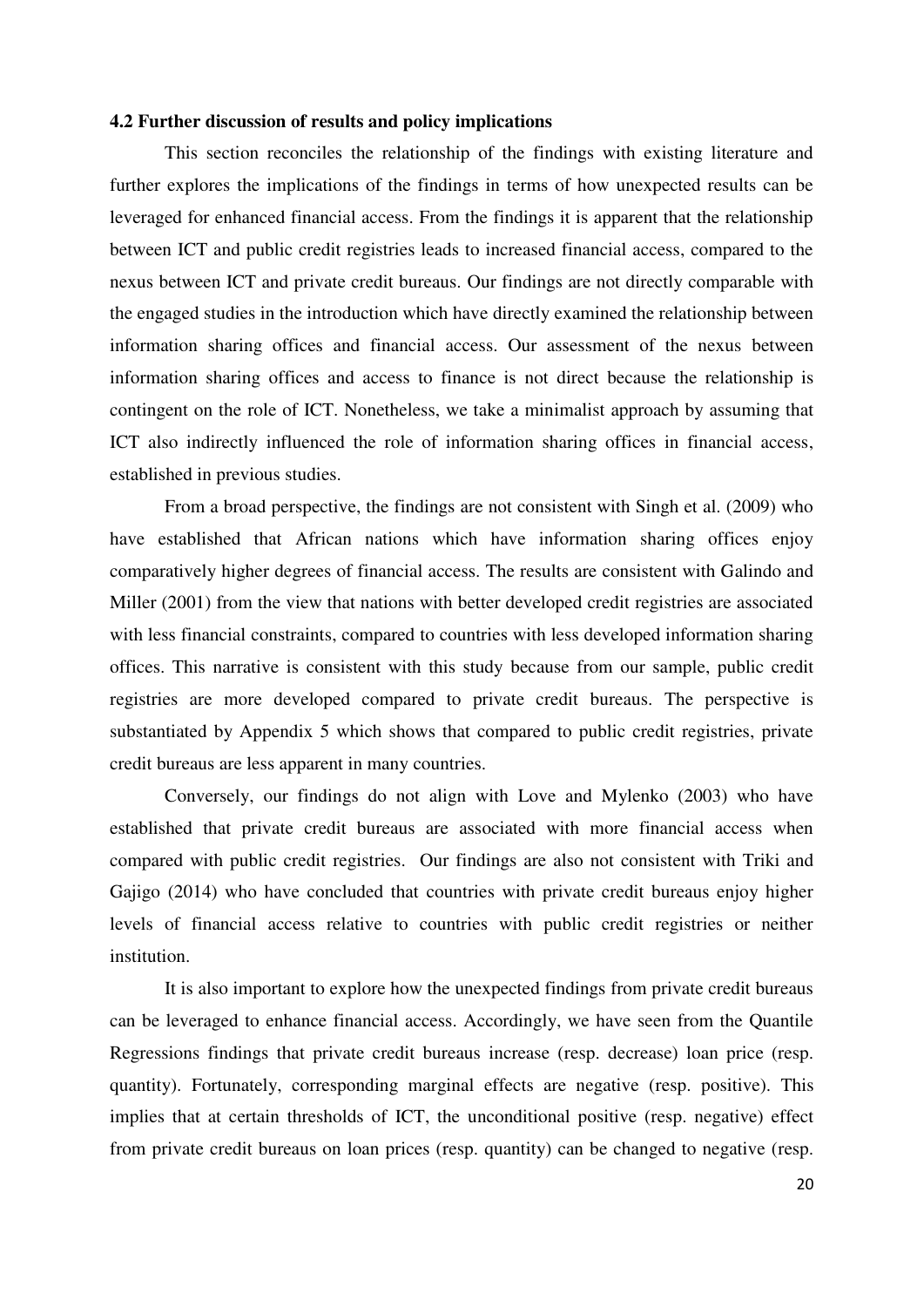### 4.2 Further discussion of results and policy implications

This section reconciles the relationship of the findings with existing literature and further explores the implications of the findings in terms of how unexpected results can be leveraged for enhanced financial access. From the findings it is apparent that the relationship between ICT and public credit registries leads to increased financial access, compared to the nexus between ICT and private credit bureaus. Our findings are not directly comparable with the engaged studies in the introduction which have directly examined the relationship between information sharing offices and financial access. Our assessment of the nexus between information sharing offices and access to finance is not direct because the relationship is contingent on the role of ICT. Nonetheless, we take a minimalist approach by assuming that ICT also indirectly influenced the role of information sharing offices in financial access, established in previous studies.

From a broad perspective, the findings are not consistent with Singh et al. (2009) who have established that African nations which have information sharing offices enjoy comparatively higher degrees of financial access. The results are consistent with Galindo and Miller (2001) from the view that nations with better developed credit registries are associated with less financial constraints, compared to countries with less developed information sharing offices. This narrative is consistent with this study because from our sample, public credit registries are more developed compared to private credit bureaus. The perspective is substantiated by Appendix 5 which shows that compared to public credit registries, private credit bureaus are less apparent in many countries.

Conversely, our findings do not align with Love and Mylenko (2003) who have established that private credit bureaus are associated with more financial access when compared with public credit registries. Our findings are also not consistent with Triki and Gajigo (2014) who have concluded that countries with private credit bureaus enjoy higher levels of financial access relative to countries with public credit registries or neither institution.

It is also important to explore how the unexpected findings from private credit bureaus can be leveraged to enhance financial access. Accordingly, we have seen from the Quantile Regressions findings that private credit bureaus increase (resp. decrease) loan price (resp. quantity). Fortunately, corresponding marginal effects are negative (resp. positive). This implies that at certain thresholds of ICT, the unconditional positive (resp. negative) effect from private credit bureaus on loan prices (resp. quantity) can be changed to negative (resp.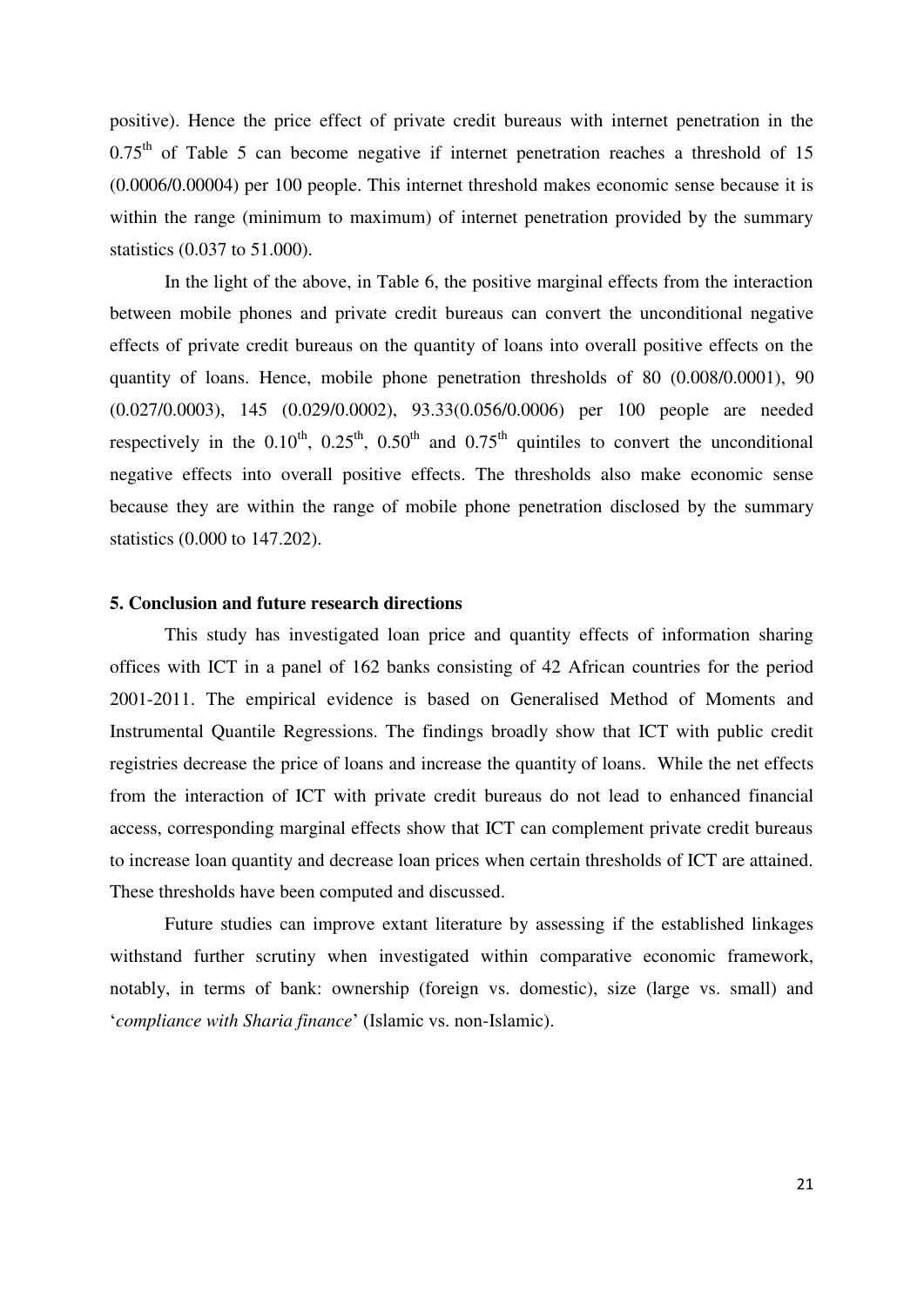positive). Hence the price effect of private credit bureaus with internet penetration in the $0.75^{th}$ of Table 5 can become negative if internet penetration reaches a threshold of 15 (0.0006/0.00004) per 100 people. This internet threshold makes economic sense because it is within the range (minimum to maximum) of internet penetration provided by the summary statistics (0.037 to 51.000).

In the light of the above, in Table 6, the positive marginal effects from the interaction between mobile phones and private credit bureaus can convert the unconditional negative effects of private credit bureaus on the quantity of loans into overall positive effects on the quantity of loans. Hence, mobile phone penetration thresholds of 80 (0.008/0.0001), 90 (0.027/0.0003), 145 (0.029/0.0002), 93.33(0.056/0.0006) per 100 people are needed respectively in the $0.10^{th}$, $0.25^{th}$, $0.50^{th}$ and $0.75^{th}$ quintiles to convert the unconditional negative effects into overall positive effects. The thresholds also make economic sense because they are within the range of mobile phone penetration disclosed by the summary statistics (0.000 to 147.202).

## 5. Conclusion and future research directions

This study has investigated loan price and quantity effects of information sharing offices with ICT in a panel of 162 banks consisting of 42 African countries for the period 2001-2011. The empirical evidence is based on Generalised Method of Moments and Instrumental Quantile Regressions. The findings broadly show that ICT with public credit registries decrease the price of loans and increase the quantity of loans. While the net effects from the interaction of ICT with private credit bureaus do not lead to enhanced financial access, corresponding marginal effects show that ICT can complement private credit bureaus to increase loan quantity and decrease loan prices when certain thresholds of ICT are attained. These thresholds have been computed and discussed.

Future studies can improve extant literature by assessing if the established linkages withstand further scrutiny when investigated within comparative economic framework, notably, in terms of bank: ownership (foreign vs. domestic), size (large vs. small) and '*compliance with Sharia finance*' (Islamic vs. non-Islamic).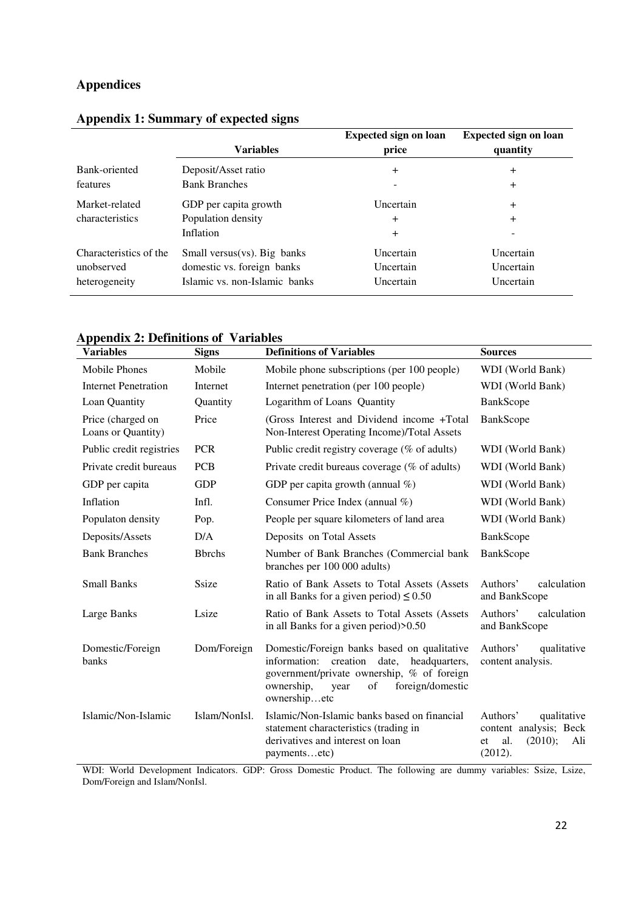## Appendices

### Appendix 1: Summary of expected signs

| | Variables | Expected sign on loan price | Expected sign on loan quantity |
|---|---|---|---|
| Bank-oriented features | Deposit/Asset ratio | + | + |
| | Bank Branches | - | + |
| Market-related characteristics | GDP per capita growth | Uncertain | + |
| | Population density | + | + |
| | Inflation | + | - |
| Characteristics of the unobserved heterogeneity | Small versus(vs). Big banks | Uncertain | Uncertain |
| | domestic vs. foreign banks | Uncertain | Uncertain |
| | Islamic vs. non-Islamic banks | Uncertain | Uncertain |

### Appendix 2: Definitions of Variables

| Variables | Signs | Definitions of Variables | Sources |
|---|---|---|---|
| Mobile Phones | Mobile | Mobile phone subscriptions (per 100 people) | WDI (World Bank) |
| Internet Penetration | Internet | Internet penetration (per 100 people) | WDI (World Bank) |
| Loan Quantity | Quantity | Logarithm of Loans Quantity | BankScope |
| Price (charged on Loans or Quantity) | Price | (Gross Interest and Dividend income +Total Non-Interest Operating Income)/Total Assets | BankScope |
| Public credit registries | PCR | Public credit registry coverage (% of adults) | WDI (World Bank) |
| Private credit bureaus | PCB | Private credit bureaus coverage (% of adults) | WDI (World Bank) |
| GDP per capita | GDP | GDP per capita growth (annual %) | WDI (World Bank) |
| Inflation | Infl. | Consumer Price Index (annual %) | WDI (World Bank) |
| Populaton density | Pop. | People per square kilometers of land area | WDI (World Bank) |
| Deposits/Assets | D/A | Deposits on Total Assets | BankScope |
| Bank Branches | Bbrchs | Number of Bank Branches (Commercial bank branches per 100 000 adults) | BankScope |
| Small Banks | Ssize | Ratio of Bank Assets to Total Assets (Assets in all Banks for a given period) $\leq 0.50$ | Authors' calculation and BankScope |
| Large Banks | Lsize | Ratio of Bank Assets to Total Assets (Assets in all Banks for a given period)>0.50 | Authors' calculation and BankScope |
| Domestic/Foreign banks | Dom/Foreign | Domestic/Foreign banks based on qualitative information: creation date, headquarters, government/private ownership, % of foreign ownership, year of foreign/domestic ownership…etc | Authors' qualitative content analysis. |
| Islamic/Non-Islamic | Islam/NonIsl. | Islamic/Non-Islamic banks based on financial statement characteristics (trading in derivatives and interest on loan payments…etc) | Authors' qualitative content analysis; Beck et al. (2010); Ali (2012). |

WDI: World Development Indicators. GDP: Gross Domestic Product. The following are dummy variables: Ssize, Lsize, Dom/Foreign and Islam/NonIsl.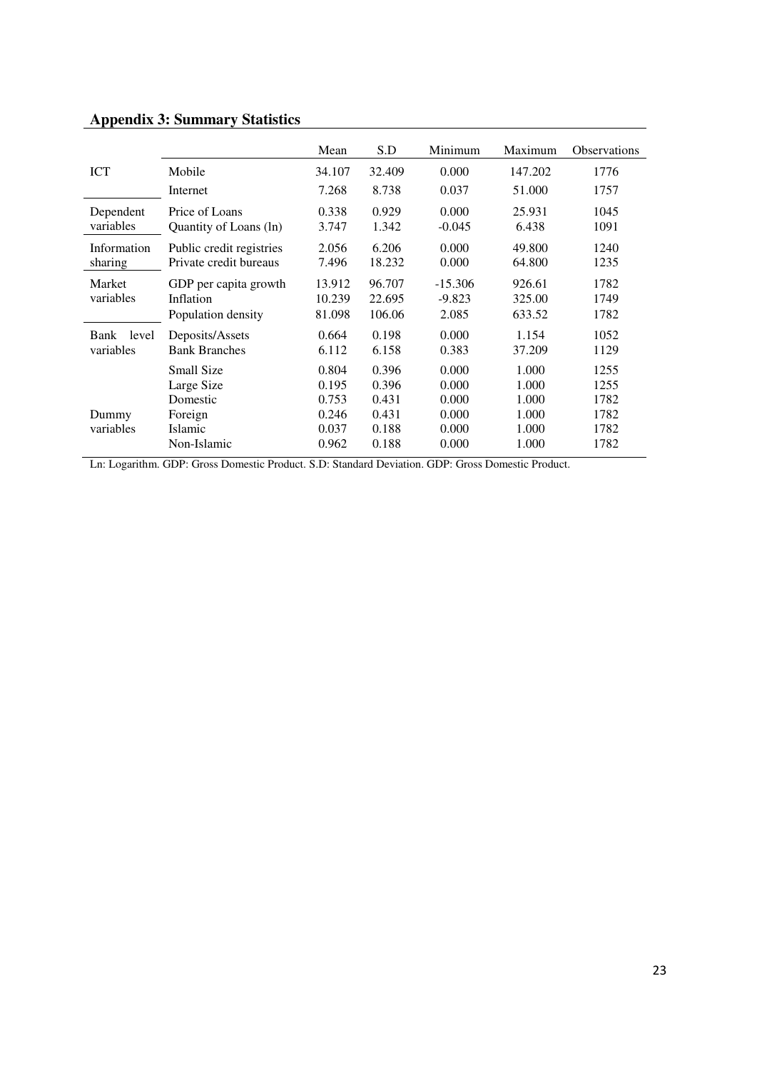## Appendix 3: Summary Statistics

| | | Mean | S.D | Minimum | Maximum | Observations |
|---|---|---|---|---|---|---|
| ICT | Mobile | 34.107 | 32.409 | 0.000 | 147.202 | 1776 |
| | Internet | 7.268 | 8.738 | 0.037 | 51.000 | 1757 |
| Dependent variables | Price of Loans | 0.338 | 0.929 | 0.000 | 25.931 | 1045 |
| | Quantity of Loans (ln) | 3.747 | 1.342 | -0.045 | 6.438 | 1091 |
| Information sharing | Public credit registries | 2.056 | 6.206 | 0.000 | 49.800 | 1240 |
| | Private credit bureaus | 7.496 | 18.232 | 0.000 | 64.800 | 1235 |
| Market variables | GDP per capita growth | 13.912 | 96.707 | -15.306 | 926.61 | 1782 |
| | Inflation | 10.239 | 22.695 | -9.823 | 325.00 | 1749 |
| | Population density | 81.098 | 106.06 | 2.085 | 633.52 | 1782 |
| Bank level variables | Deposits/Assets | 0.664 | 0.198 | 0.000 | 1.154 | 1052 |
| | Bank Branches | 6.112 | 6.158 | 0.383 | 37.209 | 1129 |
| Dummy variables | Small Size | 0.804 | 0.396 | 0.000 | 1.000 | 1255 |
| | Large Size | 0.195 | 0.396 | 0.000 | 1.000 | 1255 |
| | Domestic | 0.753 | 0.431 | 0.000 | 1.000 | 1782 |
| | Foreign | 0.246 | 0.431 | 0.000 | 1.000 | 1782 |
| | Islamic | 0.037 | 0.188 | 0.000 | 1.000 | 1782 |
| | Non-Islamic | 0.962 | 0.188 | 0.000 | 1.000 | 1782 |

Ln: Logarithm. GDP: Gross Domestic Product. S.D: Standard Deviation. GDP: Gross Domestic Product.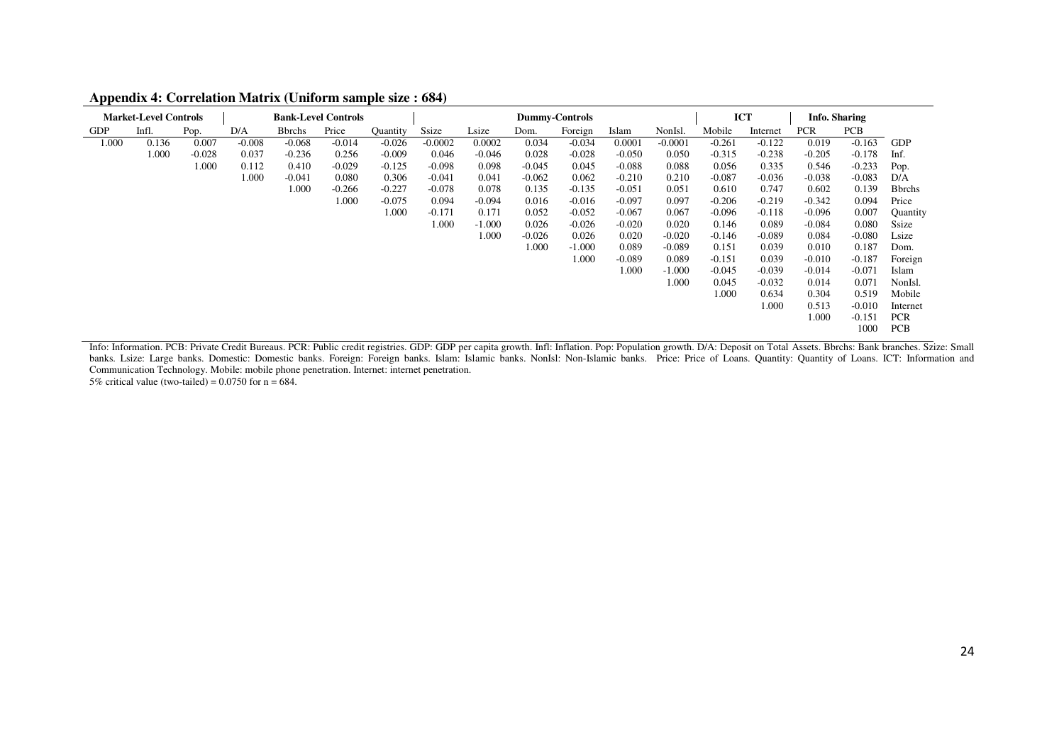## Appendix 4: Correlation Matrix (Uniform sample size : 684)

| Market-Level Controls | | | Bank-Level Controls | | | | Dummy-Controls | | | | | | ICT | | Info. Sharing | | |
|---|---|---|---|---|---|---|---|---|---|---|---|---|---|---|---|---|---|
| GDP | Infl. | Pop. | D/A | Bbrchs | Price | Quantity | Ssize | Lsize | Dom. | Foreign | Islam | NonIsl. | Mobile | Internet | PCR | PCB | |
| 1.000 | 0.136 | 0.007 | -0.008 | -0.068 | -0.014 | -0.026 | -0.0002 | 0.0002 | 0.034 | -0.034 | 0.0001 | -0.0001 | -0.261 | -0.122 | 0.019 | -0.163 | GDP |
| | 1.000 | -0.028 | 0.037 | -0.236 | 0.256 | -0.009 | 0.046 | -0.046 | 0.028 | -0.028 | -0.050 | 0.050 | -0.315 | -0.238 | -0.205 | -0.178 | Inf. |
| | | 1.000 | 0.112 | 0.410 | -0.029 | -0.125 | -0.098 | 0.098 | -0.045 | 0.045 | -0.088 | 0.088 | 0.056 | 0.335 | 0.546 | -0.233 | Pop. |
| | | | 1.000 | -0.041 | 0.080 | 0.306 | -0.041 | 0.041 | -0.062 | 0.062 | -0.210 | 0.210 | -0.087 | -0.036 | -0.038 | -0.083 | D/A |
| | | | | 1.000 | -0.266 | -0.227 | -0.078 | 0.078 | 0.135 | -0.135 | -0.051 | 0.051 | 0.610 | 0.747 | 0.602 | 0.139 | Bbrchs |
| | | | | | 1.000 | -0.075 | 0.094 | -0.094 | 0.016 | -0.016 | -0.097 | 0.097 | -0.206 | -0.219 | -0.342 | 0.094 | Price |
| | | | | | | 1.000 | -0.171 | 0.171 | 0.052 | -0.052 | -0.067 | 0.067 | -0.096 | -0.118 | -0.096 | 0.007 | Quantity |
| | | | | | | | 1.000 | -1.000 | 0.026 | -0.026 | -0.020 | 0.020 | 0.146 | 0.089 | -0.084 | 0.080 | Ssize |
| | | | | | | | | 1.000 | -0.026 | 0.026 | 0.020 | -0.020 | -0.146 | -0.089 | 0.084 | -0.080 | Lsize |
| | | | | | | | | | 1.000 | -1.000 | 0.089 | -0.089 | 0.151 | 0.039 | 0.010 | 0.187 | Dom. |
| | | | | | | | | | | 1.000 | -0.089 | 0.089 | -0.151 | 0.039 | -0.010 | -0.187 | Foreign |
| | | | | | | | | | | | 1.000 | -1.000 | -0.045 | -0.039 | -0.014 | -0.071 | Islam |
| | | | | | | | | | | | | 1.000 | 0.045 | -0.032 | 0.014 | 0.071 | NonIsl. |
| | | | | | | | | | | | | | 1.000 | 0.634 | 0.304 | 0.519 | Mobile |
| | | | | | | | | | | | | | | 1.000 | 0.513 | -0.010 | Internet |
| | | | | | | | | | | | | | | | 1.000 | -0.151 | PCR |
| | | | | | | | | | | | | | | | | 1000 | PCB |

Info: Information. PCB: Private Credit Bureaus. PCR: Public credit registries. GDP: GDP per capita growth. Infl: Inflation. Pop: Population growth. D/A: Deposit on Total Assets. Bbrchs: Bank branches. Szize: Small banks. Lsize: Large banks. Domestic: Domestic banks. Foreign: Foreign banks. Islam: Islamic banks. NonIsl: Non-Islamic banks. Price: Price of Loans. Quantity: Quantity of Loans. ICT: Information and Communication Technology. Mobile: mobile phone penetration. Internet: internet penetration.

5% critical value (two-tailed) = 0.0750 for n = 684.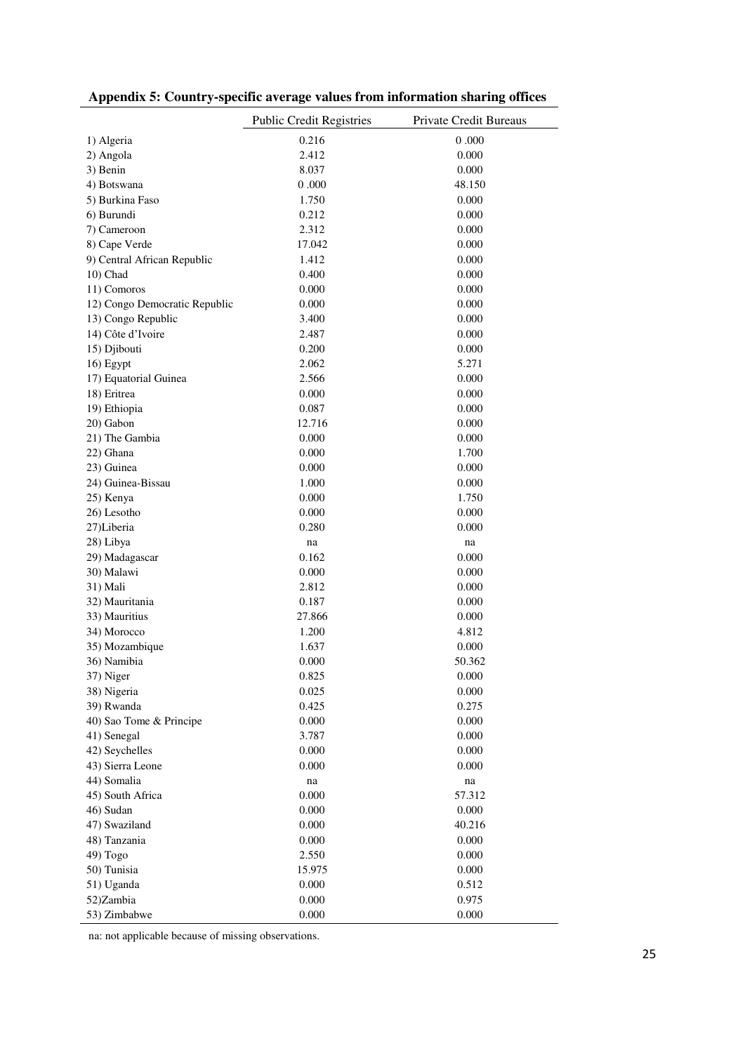**Appendix 5: Country-specific average values from information sharing offices**

| | Public Credit Registries | Private Credit Bureaus |
|---|---|---|
| 1) Algeria | 0.216 | 0 .000 |
| 2) Angola | 2.412 | 0.000 |
| 3) Benin | 8.037 | 0.000 |
| 4) Botswana | 0 .000 | 48.150 |
| 5) Burkina Faso | 1.750 | 0.000 |
| 6) Burundi | 0.212 | 0.000 |
| 7) Cameroon | 2.312 | 0.000 |
| 8) Cape Verde | 17.042 | 0.000 |
| 9) Central African Republic | 1.412 | 0.000 |
| 10) Chad | 0.400 | 0.000 |
| 11) Comoros | 0.000 | 0.000 |
| 12) Congo Democratic Republic | 0.000 | 0.000 |
| 13) Congo Republic | 3.400 | 0.000 |
| 14) Côte d'Ivoire | 2.487 | 0.000 |
| 15) Djibouti | 0.200 | 0.000 |
| 16) Egypt | 2.062 | 5.271 |
| 17) Equatorial Guinea | 2.566 | 0.000 |
| 18) Eritrea | 0.000 | 0.000 |
| 19) Ethiopia | 0.087 | 0.000 |
| 20) Gabon | 12.716 | 0.000 |
| 21) The Gambia | 0.000 | 0.000 |
| 22) Ghana | 0.000 | 1.700 |
| 23) Guinea | 0.000 | 0.000 |
| 24) Guinea-Bissau | 1.000 | 0.000 |
| 25) Kenya | 0.000 | 1.750 |
| 26) Lesotho | 0.000 | 0.000 |
| 27)Liberia | 0.280 | 0.000 |
| 28) Libya | na | na |
| 29) Madagascar | 0.162 | 0.000 |
| 30) Malawi | 0.000 | 0.000 |
| 31) Mali | 2.812 | 0.000 |
| 32) Mauritania | 0.187 | 0.000 |
| 33) Mauritius | 27.866 | 0.000 |
| 34) Morocco | 1.200 | 4.812 |
| 35) Mozambique | 1.637 | 0.000 |
| 36) Namibia | 0.000 | 50.362 |
| 37) Niger | 0.825 | 0.000 |
| 38) Nigeria | 0.025 | 0.000 |
| 39) Rwanda | 0.425 | 0.275 |
| 40) Sao Tome & Principe | 0.000 | 0.000 |
| 41) Senegal | 3.787 | 0.000 |
| 42) Seychelles | 0.000 | 0.000 |
| 43) Sierra Leone | 0.000 | 0.000 |
| 44) Somalia | na | na |
| 45) South Africa | 0.000 | 57.312 |
| 46) Sudan | 0.000 | 0.000 |
| 47) Swaziland | 0.000 | 40.216 |
| 48) Tanzania | 0.000 | 0.000 |
| 49) Togo | 2.550 | 0.000 |
| 50) Tunisia | 15.975 | 0.000 |
| 51) Uganda | 0.000 | 0.512 |
| 52)Zambia | 0.000 | 0.975 |
| 53) Zimbabwe | 0.000 | 0.000 |

na: not applicable because of missing observations.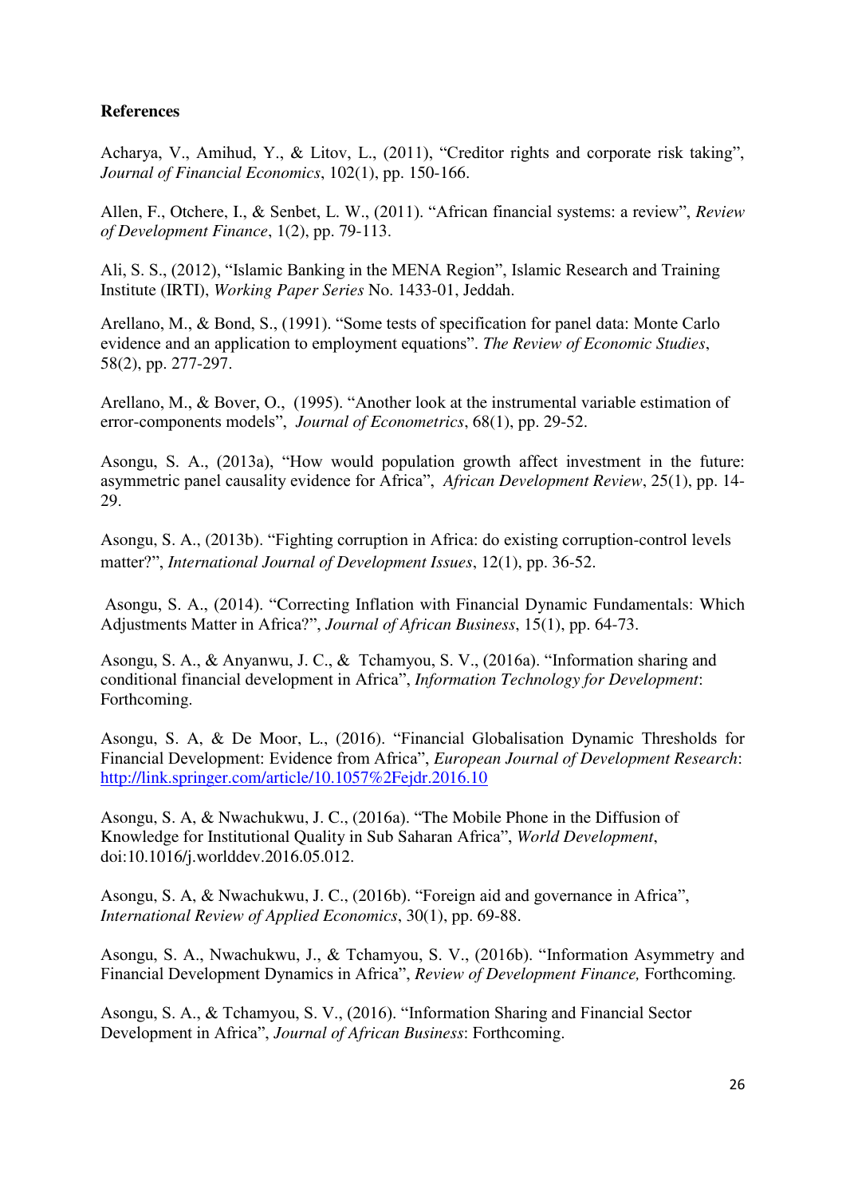**References**

Acharya, V., Amihud, Y., & Litov, L., (2011), "Creditor rights and corporate risk taking", *Journal of Financial Economics*, 102(1), pp. 150-166.

Allen, F., Otchere, I., & Senbet, L. W., (2011). "African financial systems: a review", *Review of Development Finance*, 1(2), pp. 79-113.

Ali, S. S., (2012), "Islamic Banking in the MENA Region", Islamic Research and Training Institute (IRTI), *Working Paper Series* No. 1433-01, Jeddah.

Arellano, M., & Bond, S., (1991). "Some tests of specification for panel data: Monte Carlo evidence and an application to employment equations". *The Review of Economic Studies*, 58(2), pp. 277-297.

Arellano, M., & Bover, O., (1995). "Another look at the instrumental variable estimation of error-components models", *Journal of Econometrics*, 68(1), pp. 29-52.

Asongu, S. A., (2013a), "How would population growth affect investment in the future: asymmetric panel causality evidence for Africa", *African Development Review*, 25(1), pp. 14-29.

Asongu, S. A., (2013b). "Fighting corruption in Africa: do existing corruption-control levels matter?", *International Journal of Development Issues*, 12(1), pp. 36-52.

Asongu, S. A., (2014). "Correcting Inflation with Financial Dynamic Fundamentals: Which Adjustments Matter in Africa?", *Journal of African Business*, 15(1), pp. 64-73.

Asongu, S. A., & Anyanwu, J. C., & Tchamyou, S. V., (2016a). "Information sharing and conditional financial development in Africa", *Information Technology for Development*: Forthcoming.

Asongu, S. A, & De Moor, L., (2016). "Financial Globalisation Dynamic Thresholds for Financial Development: Evidence from Africa", *European Journal of Development Research*: http://link.springer.com/article/10.1057%2Fejdr.2016.10

Asongu, S. A, & Nwachukwu, J. C., (2016a). "The Mobile Phone in the Diffusion of Knowledge for Institutional Quality in Sub Saharan Africa", *World Development*, doi:10.1016/j.worlddev.2016.05.012.

Asongu, S. A, & Nwachukwu, J. C., (2016b). "Foreign aid and governance in Africa", *International Review of Applied Economics*, 30(1), pp. 69-88.

Asongu, S. A., Nwachukwu, J., & Tchamyou, S. V., (2016b). "Information Asymmetry and Financial Development Dynamics in Africa", *Review of Development Finance,* Forthcoming.

Asongu, S. A., & Tchamyou, S. V., (2016). "Information Sharing and Financial Sector Development in Africa", *Journal of African Business*: Forthcoming.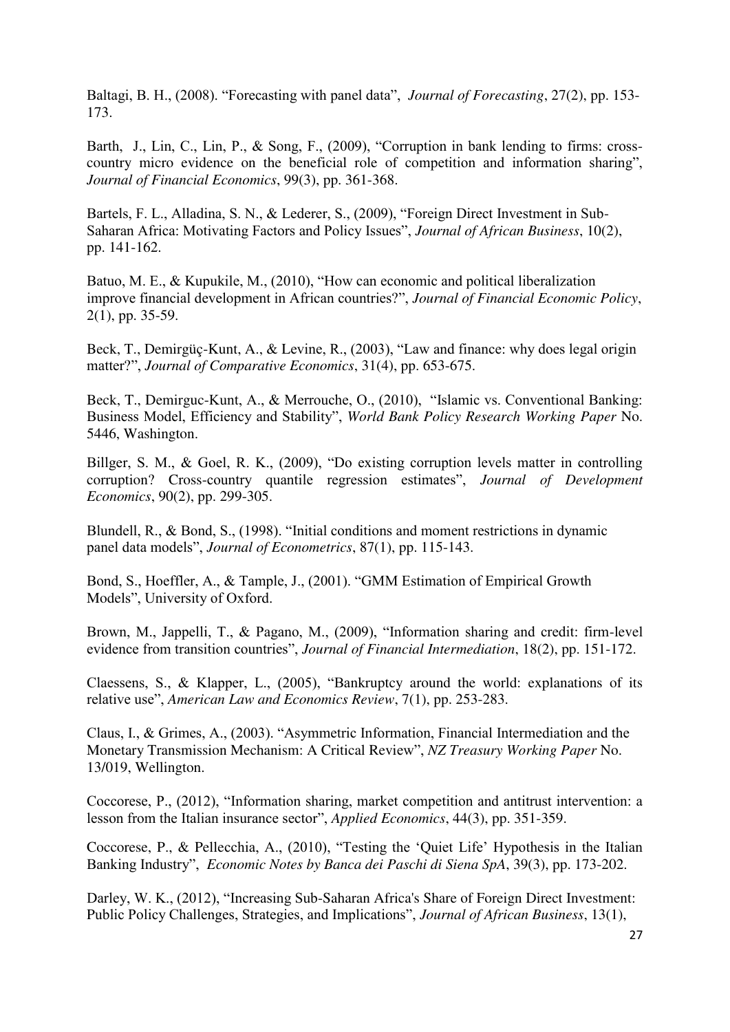Baltagi, B. H., (2008). "Forecasting with panel data", *Journal of Forecasting*, 27(2), pp. 153-173.

Barth, J., Lin, C., Lin, P., & Song, F., (2009), "Corruption in bank lending to firms: cross-country micro evidence on the beneficial role of competition and information sharing", *Journal of Financial Economics*, 99(3), pp. 361-368.

Bartels, F. L., Alladina, S. N., & Lederer, S., (2009), "Foreign Direct Investment in Sub-Saharan Africa: Motivating Factors and Policy Issues", *Journal of African Business*, 10(2), pp. 141-162.

Batuo, M. E., & Kupukile, M., (2010), "How can economic and political liberalization improve financial development in African countries?", *Journal of Financial Economic Policy*, 2(1), pp. 35-59.

Beck, T., Demirgüç-Kunt, A., & Levine, R., (2003), "Law and finance: why does legal origin matter?", *Journal of Comparative Economics*, 31(4), pp. 653-675.

Beck, T., Demirguc-Kunt, A., & Merrouche, O., (2010), "Islamic vs. Conventional Banking: Business Model, Efficiency and Stability", *World Bank Policy Research Working Paper* No. 5446, Washington.

Billger, S. M., & Goel, R. K., (2009), "Do existing corruption levels matter in controlling corruption? Cross-country quantile regression estimates", *Journal of Development Economics*, 90(2), pp. 299-305.

Blundell, R., & Bond, S., (1998). "Initial conditions and moment restrictions in dynamic panel data models", *Journal of Econometrics*, 87(1), pp. 115-143.

Bond, S., Hoeffler, A., & Tample, J., (2001). "GMM Estimation of Empirical Growth Models", University of Oxford.

Brown, M., Jappelli, T., & Pagano, M., (2009), "Information sharing and credit: firm-level evidence from transition countries", *Journal of Financial Intermediation*, 18(2), pp. 151-172.

Claessens, S., & Klapper, L., (2005), "Bankruptcy around the world: explanations of its relative use", *American Law and Economics Review*, 7(1), pp. 253-283.

Claus, I., & Grimes, A., (2003). "Asymmetric Information, Financial Intermediation and the Monetary Transmission Mechanism: A Critical Review", *NZ Treasury Working Paper* No. 13/019, Wellington.

Coccorese, P., (2012), "Information sharing, market competition and antitrust intervention: a lesson from the Italian insurance sector", *Applied Economics*, 44(3), pp. 351-359.

Coccorese, P., & Pellecchia, A., (2010), "Testing the 'Quiet Life' Hypothesis in the Italian Banking Industry", *Economic Notes by Banca dei Paschi di Siena SpA*, 39(3), pp. 173-202.

Darley, W. K., (2012), "Increasing Sub-Saharan Africa's Share of Foreign Direct Investment: Public Policy Challenges, Strategies, and Implications", *Journal of African Business*, 13(1),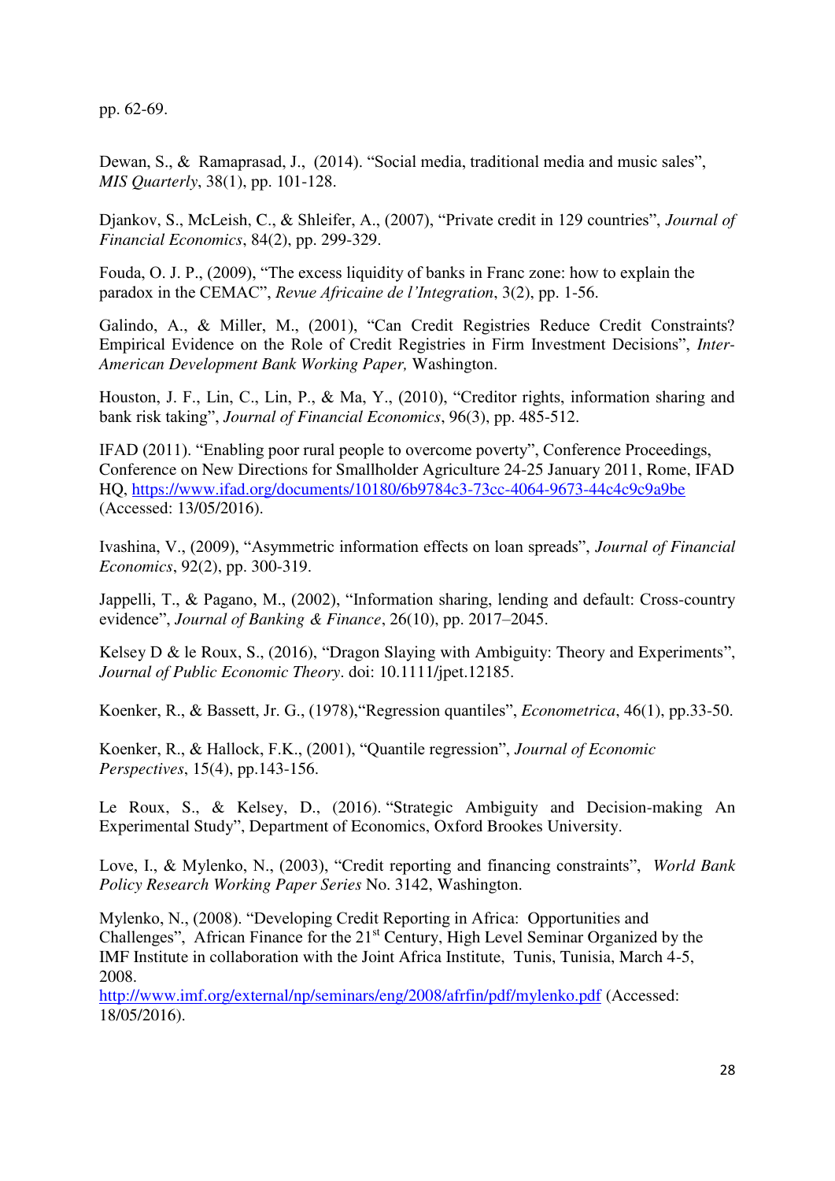pp. 62-69.

Dewan, S., & Ramaprasad, J., (2014). "Social media, traditional media and music sales", *MIS Quarterly*, 38(1), pp. 101-128.

Djankov, S., McLeish, C., & Shleifer, A., (2007), "Private credit in 129 countries", *Journal of Financial Economics*, 84(2), pp. 299-329.

Fouda, O. J. P., (2009), "The excess liquidity of banks in Franc zone: how to explain the paradox in the CEMAC", *Revue Africaine de l'Integration*, 3(2), pp. 1-56.

Galindo, A., & Miller, M., (2001), "Can Credit Registries Reduce Credit Constraints? Empirical Evidence on the Role of Credit Registries in Firm Investment Decisions", *Inter-American Development Bank Working Paper,* Washington.

Houston, J. F., Lin, C., Lin, P., & Ma, Y., (2010), "Creditor rights, information sharing and bank risk taking", *Journal of Financial Economics*, 96(3), pp. 485-512.

IFAD (2011). "Enabling poor rural people to overcome poverty", Conference Proceedings, Conference on New Directions for Smallholder Agriculture 24-25 January 2011, Rome, IFAD HQ, https://www.ifad.org/documents/10180/6b9784c3-73cc-4064-9673-44c4c9c9a9be (Accessed: 13/05/2016).

Ivashina, V., (2009), "Asymmetric information effects on loan spreads", *Journal of Financial Economics*, 92(2), pp. 300-319.

Jappelli, T., & Pagano, M., (2002), "Information sharing, lending and default: Cross-country evidence", *Journal of Banking & Finance*, 26(10), pp. 2017–2045.

Kelsey D & le Roux, S., (2016), "Dragon Slaying with Ambiguity: Theory and Experiments", *Journal of Public Economic Theory*. doi: 10.1111/jpet.12185.

Koenker, R., & Bassett, Jr. G., (1978),"Regression quantiles", *Econometrica*, 46(1), pp.33-50.

Koenker, R., & Hallock, F.K., (2001), "Quantile regression", *Journal of Economic Perspectives*, 15(4), pp.143-156.

Le Roux, S., & Kelsey, D., (2016). "Strategic Ambiguity and Decision-making An Experimental Study", Department of Economics, Oxford Brookes University.

Love, I., & Mylenko, N., (2003), "Credit reporting and financing constraints", *World Bank Policy Research Working Paper Series* No. 3142, Washington.

Mylenko, N., (2008). "Developing Credit Reporting in Africa: Opportunities and Challenges", African Finance for the 21st Century, High Level Seminar Organized by the IMF Institute in collaboration with the Joint Africa Institute, Tunis, Tunisia, March 4-5, 2008.
http://www.imf.org/external/np/seminars/eng/2008/afrfin/pdf/mylenko.pdf (Accessed: 18/05/2016).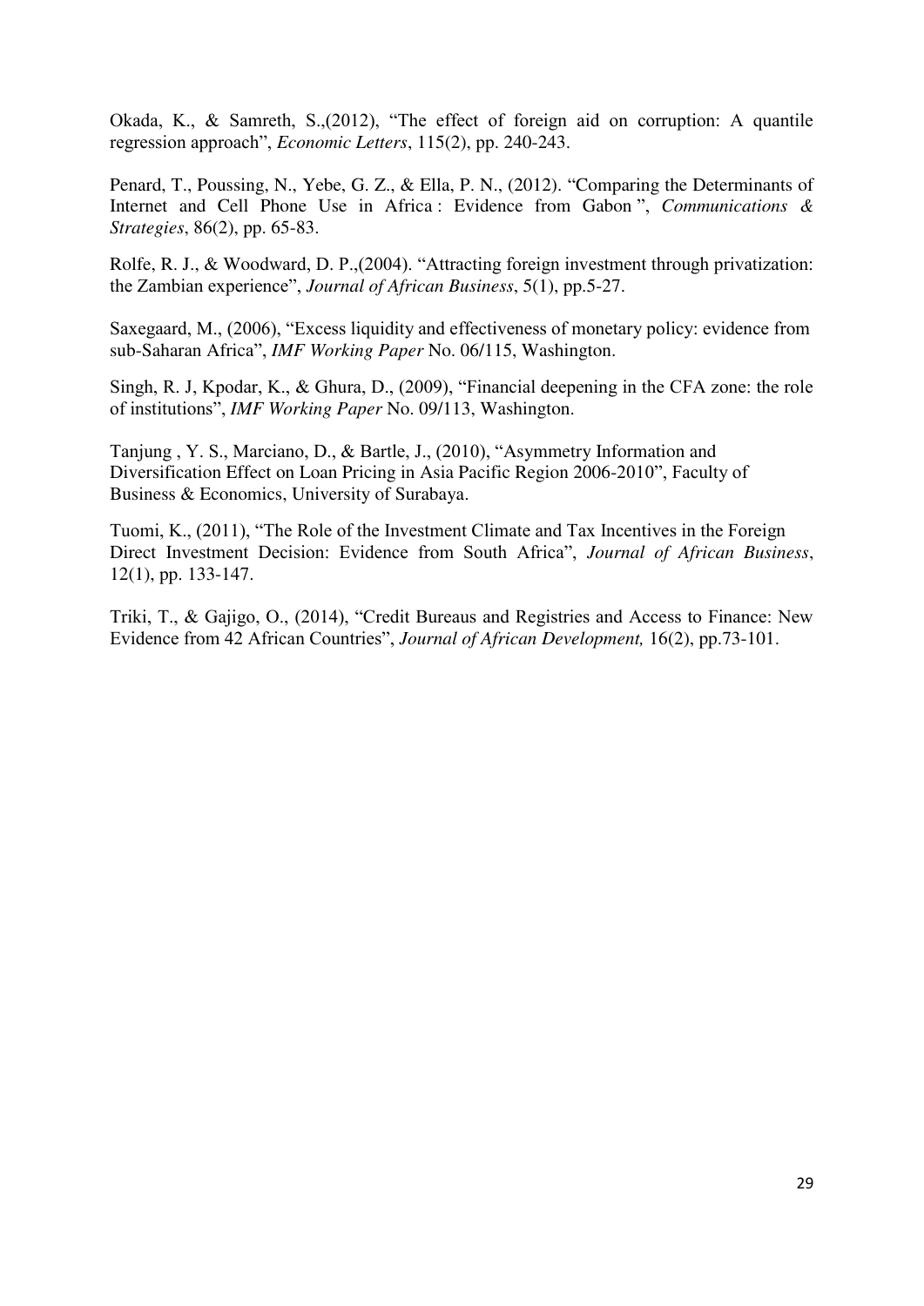Okada, K., & Samreth, S.,(2012), "The effect of foreign aid on corruption: A quantile regression approach", *Economic Letters*, 115(2), pp. 240-243.

Penard, T., Poussing, N., Yebe, G. Z., & Ella, P. N., (2012). "Comparing the Determinants of Internet and Cell Phone Use in Africa : Evidence from Gabon ", *Communications & Strategies*, 86(2), pp. 65-83.

Rolfe, R. J., & Woodward, D. P.,(2004). "Attracting foreign investment through privatization: the Zambian experience", *Journal of African Business*, 5(1), pp.5-27.

Saxegaard, M., (2006), "Excess liquidity and effectiveness of monetary policy: evidence from sub-Saharan Africa", *IMF Working Paper* No. 06/115, Washington.

Singh, R. J, Kpodar, K., & Ghura, D., (2009), "Financial deepening in the CFA zone: the role of institutions", *IMF Working Paper* No. 09/113, Washington.

Tanjung , Y. S., Marciano, D., & Bartle, J., (2010), "Asymmetry Information and Diversification Effect on Loan Pricing in Asia Pacific Region 2006-2010", Faculty of Business & Economics, University of Surabaya.

Tuomi, K., (2011), "The Role of the Investment Climate and Tax Incentives in the Foreign Direct Investment Decision: Evidence from South Africa", *Journal of African Business*, 12(1), pp. 133-147.

Triki, T., & Gajigo, O., (2014), "Credit Bureaus and Registries and Access to Finance: New Evidence from 42 African Countries", *Journal of African Development,* 16(2), pp.73-101.